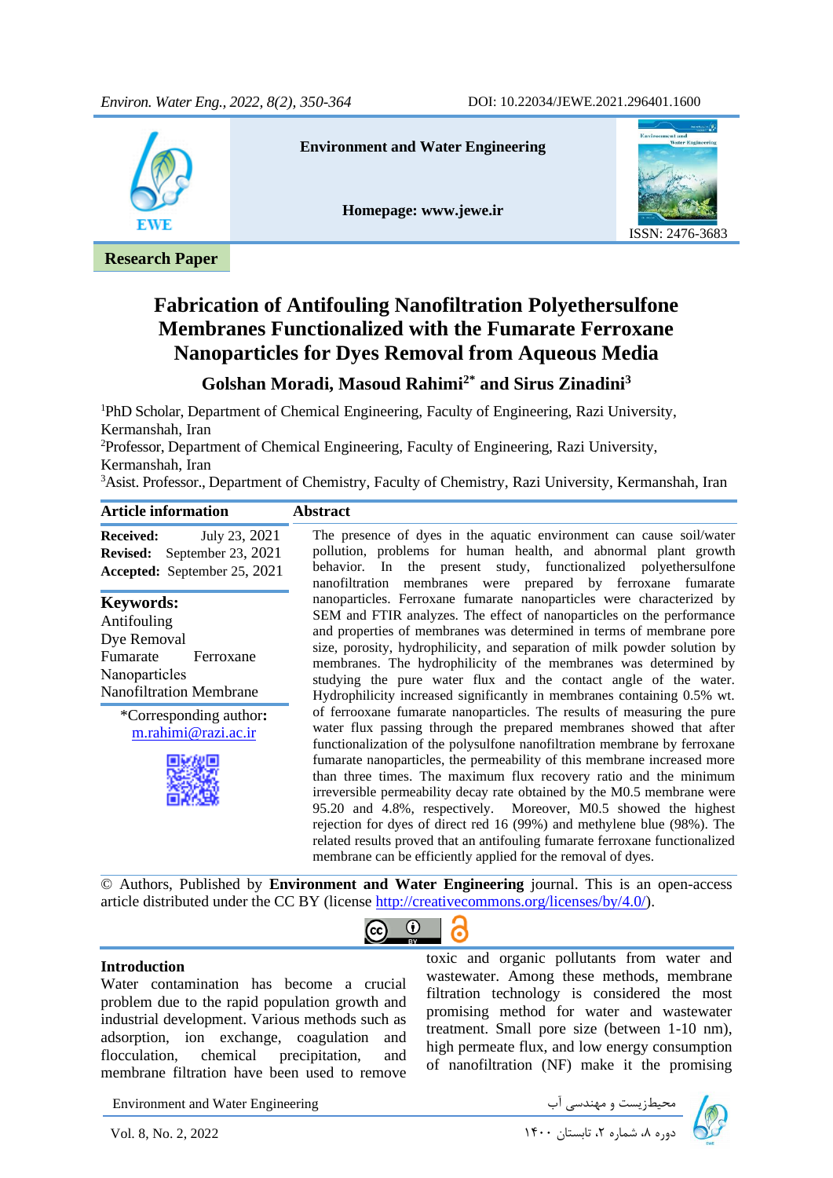**Research Paper**

# Fabrication of Antifouling Nanofiltration Polyethersulfone Membranes Functionalized with the Fumarate Ferroxane Nanoparticles for Dyes Removal from Aqueous Media

**Golshan Moradi, Masoud Rahimi[2*] and Sirus Zinadini[3]**

[1]PhD Scholar, Department of Chemical Engineering, Faculty of Engineering, Razi University, Kermanshah, Iran

[2]Professor, Department of Chemical Engineering, Faculty of Engineering, Razi University, Kermanshah, Iran

[3]Asist. Professor., Department of Chemistry, Faculty of Chemistry, Razi University, Kermanshah, Iran

## Article information

**Received:** July 23, 2021
**Revised:** September 23, 2021
**Accepted:** September 25, 2021

**Keywords:**
Antifouling
Dye Removal
Fumarate Ferroxane Nanoparticles
Nanofiltration Membrane

*Corresponding author: m.rahimi@razi.ac.ir

## Abstract

The presence of dyes in the aquatic environment can cause soil/water pollution, problems for human health, and abnormal plant growth behavior. In the present study, functionalized polyethersulfone nanofiltration membranes were prepared by ferroxane fumarate nanoparticles. Ferroxane fumarate nanoparticles were characterized by SEM and FTIR analyzes. The effect of nanoparticles on the performance and properties of membranes was determined in terms of membrane pore size, porosity, hydrophilicity, and separation of milk powder solution by membranes. The hydrophilicity of the membranes was determined by studying the pure water flux and the contact angle of the water. Hydrophilicity increased significantly in membranes containing 0.5% wt. of ferrooxane fumarate nanoparticles. The results of measuring the pure water flux passing through the prepared membranes showed that after functionalization of the polysulfone nanofiltration membrane by ferroxane fumarate nanoparticles, the permeability of this membrane increased more than three times. The maximum flux recovery ratio and the minimum irreversible permeability decay rate obtained by the M0.5 membrane were 95.20 and 4.8%, respectively. Moreover, M0.5 showed the highest rejection for dyes of direct red 16 (99%) and methylene blue (98%). The related results proved that an antifouling fumarate ferroxane functionalized membrane can be efficiently applied for the removal of dyes.

© Authors, Published by **Environment and Water Engineering** journal. This is an open-access article distributed under the CC BY (license http://creativecommons.org/licenses/by/4.0/).

## Introduction

Water contamination has become a crucial problem due to the rapid population growth and industrial development. Various methods such as adsorption, ion exchange, coagulation and flocculation, chemical precipitation, and membrane filtration have been used to remove toxic and organic pollutants from water and wastewater. Among these methods, membrane filtration technology is considered the most promising method for water and wastewater treatment. Small pore size (between 1-10 nm), high permeate flux, and low energy consumption of nanofiltration (NF) make it the promising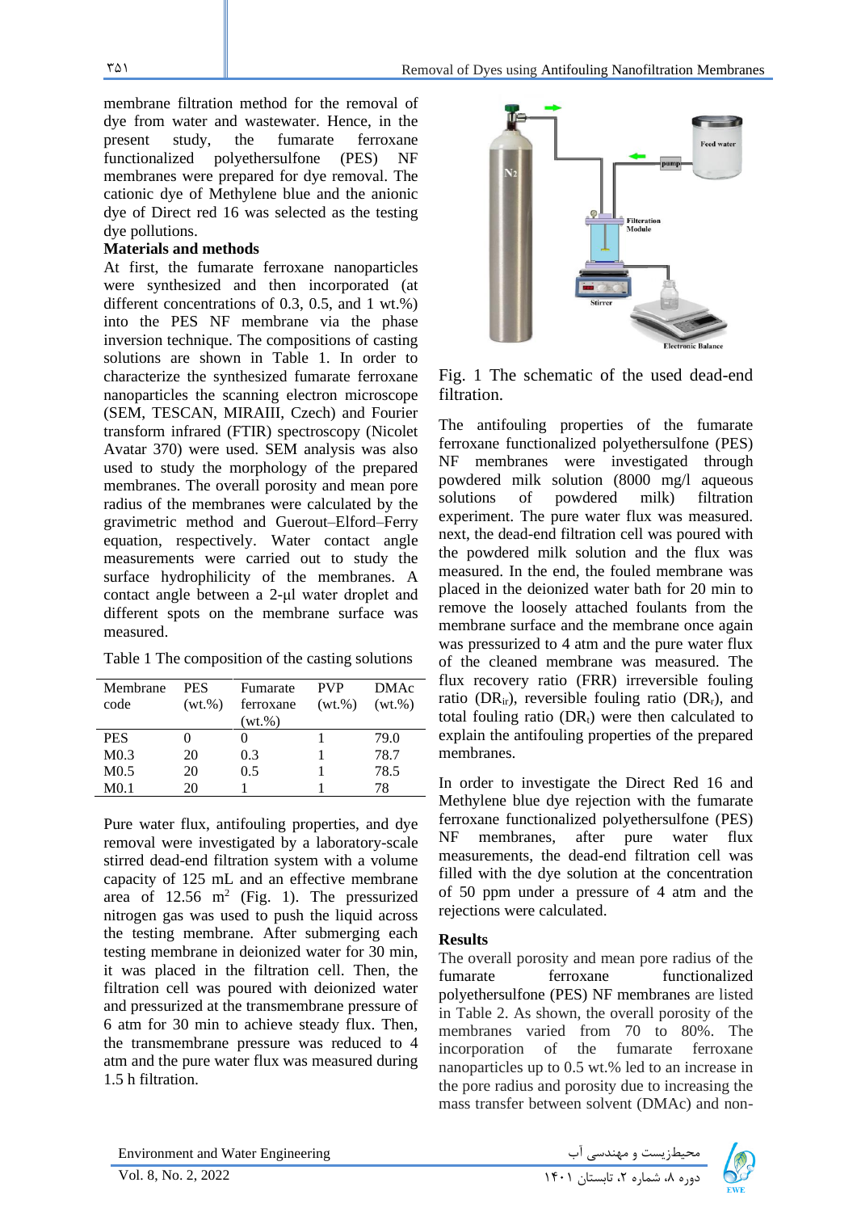membrane filtration method for the removal of dye from water and wastewater. Hence, in the present study, the fumarate ferroxane functionalized polyethersulfone (PES) NF membranes were prepared for dye removal. The cationic dye of Methylene blue and the anionic dye of Direct red 16 was selected as the testing dye pollutions.

**Materials and methods**

At first, the fumarate ferroxane nanoparticles were synthesized and then incorporated (at different concentrations of 0.3, 0.5, and 1 wt.%) into the PES NF membrane via the phase inversion technique. The compositions of casting solutions are shown in Table 1. In order to characterize the synthesized fumarate ferroxane nanoparticles the scanning electron microscope (SEM, TESCAN, MIRAIII, Czech) and Fourier transform infrared (FTIR) spectroscopy (Nicolet Avatar 370) were used. SEM analysis was also used to study the morphology of the prepared membranes. The overall porosity and mean pore radius of the membranes were calculated by the gravimetric method and Guerout–Elford–Ferry equation, respectively. Water contact angle measurements were carried out to study the surface hydrophilicity of the membranes. A contact angle between a 2-µl water droplet and different spots on the membrane surface was measured.

Table 1 The composition of the casting solutions

| Membrane code | PES (wt.%) | Fumarate ferroxane (wt.%) | PVP (wt.%) | DMAc (wt.%) |
|---|---|---|---|---|
| PES | 0 | 0 | 1 | 79.0 |
| M0.3 | 20 | 0.3 | 1 | 78.7 |
| M0.5 | 20 | 0.5 | 1 | 78.5 |
| M0.1 | 20 | 1 | 1 | 78 |

Pure water flux, antifouling properties, and dye removal were investigated by a laboratory-scale stirred dead-end filtration system with a volume capacity of 125 mL and an effective membrane area of 12.56 $m^2$ (Fig. 1). The pressurized nitrogen gas was used to push the liquid across the testing membrane. After submerging each testing membrane in deionized water for 30 min, it was placed in the filtration cell. Then, the filtration cell was poured with deionized water and pressurized at the transmembrane pressure of 6 atm for 30 min to achieve steady flux. Then, the transmembrane pressure was reduced to 4 atm and the pure water flux was measured during 1.5 h filtration.

Fig. 1 The schematic of the used dead-end filtration.

The antifouling properties of the fumarate ferroxane functionalized polyethersulfone (PES) NF membranes were investigated through powdered milk solution (8000 mg/l aqueous solutions of powdered milk) filtration experiment. The pure water flux was measured. next, the dead-end filtration cell was poured with the powdered milk solution and the flux was measured. In the end, the fouled membrane was placed in the deionized water bath for 20 min to remove the loosely attached foulants from the membrane surface and the membrane once again was pressurized to 4 atm and the pure water flux of the cleaned membrane was measured. The flux recovery ratio (FRR) irreversible fouling ratio ($DR_{ir}$), reversible fouling ratio ($DR_r$), and total fouling ratio ($DR_t$) were then calculated to explain the antifouling properties of the prepared membranes.

In order to investigate the Direct Red 16 and Methylene blue dye rejection with the fumarate ferroxane functionalized polyethersulfone (PES) NF membranes, after pure water flux measurements, the dead-end filtration cell was filled with the dye solution at the concentration of 50 ppm under a pressure of 4 atm and the rejections were calculated.

**Results**

The overall porosity and mean pore radius of the fumarate ferroxane functionalized polyethersulfone (PES) NF membranes are listed in Table 2. As shown, the overall porosity of the membranes varied from 70 to 80%. The incorporation of the fumarate ferroxane nanoparticles up to 0.5 wt.% led to an increase in the pore radius and porosity due to increasing the mass transfer between solvent (DMAc) and non-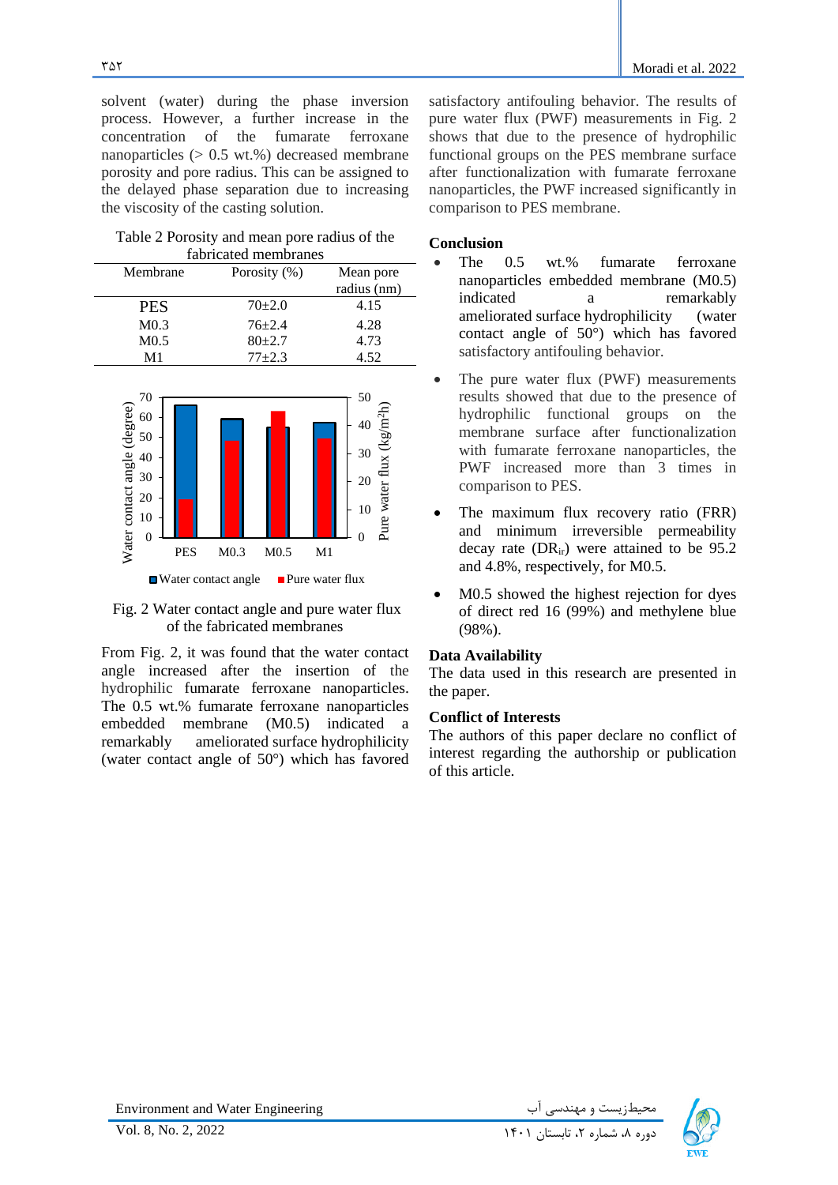solvent (water) during the phase inversion process. However, a further increase in the concentration of the fumarate ferroxane nanoparticles (> 0.5 wt.%) decreased membrane porosity and pore radius. This can be assigned to the delayed phase separation due to increasing the viscosity of the casting solution.

Table 2 Porosity and mean pore radius of the fabricated membranes

| Membrane | Porosity (%) | Mean pore radius (nm) |
|---|---|---|
| PES | 70±2.0 | 4.15 |
| M0.3 | 76±2.4 | 4.28 |
| M0.5 | 80±2.7 | 4.73 |
| M1 | 77±2.3 | 4.52 |

Fig. 2 Water contact angle and pure water flux of the fabricated membranes

From Fig. 2, it was found that the water contact angle increased after the insertion of the hydrophilic fumarate ferroxane nanoparticles. The 0.5 wt.% fumarate ferroxane nanoparticles embedded membrane (M0.5) indicated a remarkably ameliorated surface hydrophilicity (water contact angle of 50°) which has favored satisfactory antifouling behavior. The results of pure water flux (PWF) measurements in Fig. 2 shows that due to the presence of hydrophilic functional groups on the PES membrane surface after functionalization with fumarate ferroxane nanoparticles, the PWF increased significantly in comparison to PES membrane.

## Conclusion

- The 0.5 wt.% fumarate ferroxane nanoparticles embedded membrane (M0.5) indicated a remarkably ameliorated surface hydrophilicity (water contact angle of 50°) which has favored satisfactory antifouling behavior.
- The pure water flux (PWF) measurements results showed that due to the presence of hydrophilic functional groups on the membrane surface after functionalization with fumarate ferroxane nanoparticles, the PWF increased more than 3 times in comparison to PES.
- The maximum flux recovery ratio (FRR) and minimum irreversible permeability decay rate ($DR_{ir}$) were attained to be 95.2 and 4.8%, respectively, for M0.5.
- M0.5 showed the highest rejection for dyes of direct red 16 (99%) and methylene blue (98%).

## Data Availability

The data used in this research are presented in the paper.

## Conflict of Interests

The authors of this paper declare no conflict of interest regarding the authorship or publication of this article.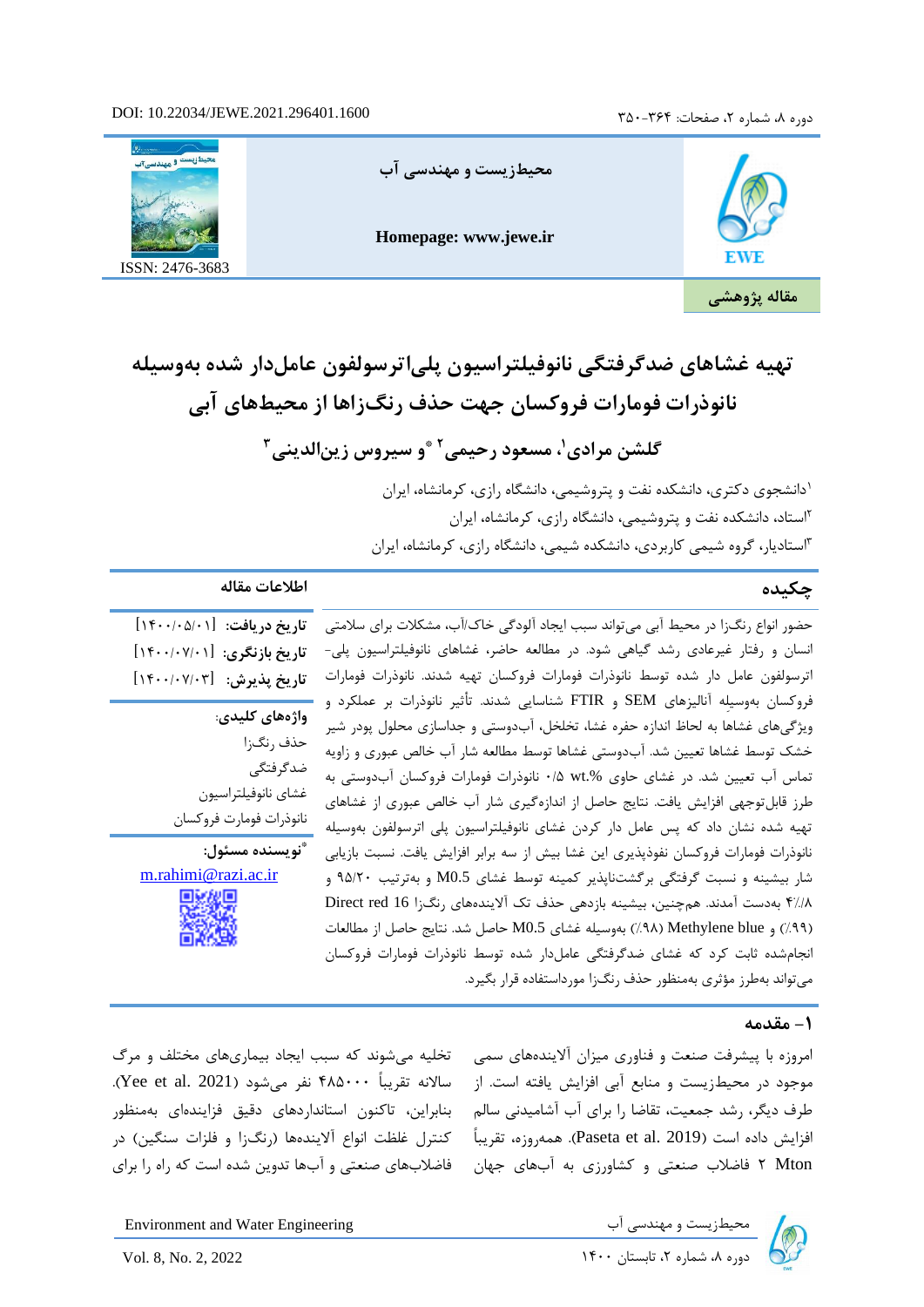مقاله پژوهشی

# تهیه غشاهای ضدگرفتگی نانوفیلتراسیون پلی‌اترسولفون عامل‌دار شده به‌وسیله نانوذرات فومارات فروکسان جهت حذف رنگ‌زاها از محیط‌های آبی

**گلشن مرادی[1]، مسعود رحیمی[2]* و سیروس زین‌الدینی[3]**

[1]دانشجوی دکتری، دانشکده نفت و پتروشیمی، دانشگاه رازی، کرمانشاه، ایران

[2]استاد، دانشکده نفت و پتروشیمی، دانشگاه رازی، کرمانشاه، ایران

[3]استادیار، گروه شیمی کاربردی، دانشکده شیمی، دانشگاه رازی، کرمانشاه، ایران

## اطلاعات مقاله

**تاریخ دریافت:** [۱۴۰۰/۰۵/۰۱]

**تاریخ بازنگری:** [۱۴۰۰/۰۷/۰۱]

**تاریخ پذیرش:** [۱۴۰۰/۰۷/۰۳]

**واژه‌های کلیدی:**

حذف رنگ‌زا

ضدگرفتگی

غشای نانوفیلتراسیون

نانوذرات فومارات فروکسان

**\*نویسنده مسئول:**

m.rahimi@razi.ac.ir

## چکیده

حضور انواع رنگ‌زا در محیط آبی می‌تواند سبب ایجاد آلودگی خاک/آب، مشکلات برای سلامتی انسان و رفتار غیرعادی رشد گیاهی شود. در مطالعه حاضر، غشاهای نانوفیلتراسیون پلی-اترسولفون عامل دار شده توسط نانوذرات فومارات فروکسان تهیه شدند. نانوذرات فومارات فروکسان به‌وسیلهِ آنالیزهای SEM و FTIR شناسایی شدند. تأثیر نانوذرات بر عملکرد و ویژگی‌های غشاها به لحاظ اندازه حفره غشا، تخلخل، آب‌دوستی و جداسازی محلول پودر شیر خشک توسط غشاها تعیین شد. آب‌دوستی غشاها توسط مطالعه شار آب خالص عبوری و زاویه تماس آب تعیین شد. در غشای حاوی wt.% ۰/۵ نانوذرات فومارات فروکسان آب‌دوستی به طرز قابل‌توجهی افزایش یافت. نتایج حاصل از اندازه‌گیری شار آب خالص عبوری از غشاهای تهیه شده نشان داد که پس عامل دار کردن غشای نانوفیلتراسیون پلی اترسولفون به‌وسیله نانوذرات فومارات فروکسان نفوذپذیری این غشا بیش از سه برابر افزایش یافت. نسبت بازیابی شار بیشینه و نسبت گرفتگی برگشت‌ناپذیر کمینه توسط غشای M0.5 و به‌ترتیب ۹۵/۲۰ و ۴٪/۸ به‌دست آمدند. همچنین، بیشینه بازدهی حذف تک آلاینده‌های رنگ‌زا Direct red 16 (۹۹٪) و Methylene blue (۹۸٪) به‌وسیله غشای M0.5 حاصل شد. نتایج حاصل از مطالعات انجام‌شده ثابت کرد که غشای ضدگرفتگی عامل‌دار شده توسط نانوذرات فومارات فروکسان می‌تواند به‌طرز مؤثری به‌منظور حذف رنگ‌زا مورداستفاده قرار بگیرد.

## ۱- مقدمه

امروزه با پیشرفت صنعت و فناوری میزان آلاینده‌های سمی موجود در محیط‌زیست و منابع آبی افزایش یافته است. از طرف دیگر، رشد جمعیت، تقاضا را برای آب آشامیدنی سالم افزایش داده است (Paseta et al. 2019). همه‌روزه، تقریباً Mton ۲ فاضلاب صنعتی و کشاورزی به آب‌های جهان تخلیه می‌شوند که سبب ایجاد بیماری‌های مختلف و مرگ سالانه تقریباً ۴۸۵۰۰۰ نفر می‌شود (Yee et al. 2021). بنابراین، تاکنون استانداردهای دقیق فزاینده‌ای به‌منظور کنترل غلظت انواع آلاینده‌ها (رنگ‌زا و فلزات سنگین) در فاضلاب‌های صنعتی و آب‌ها تدوین شده است که راه را برای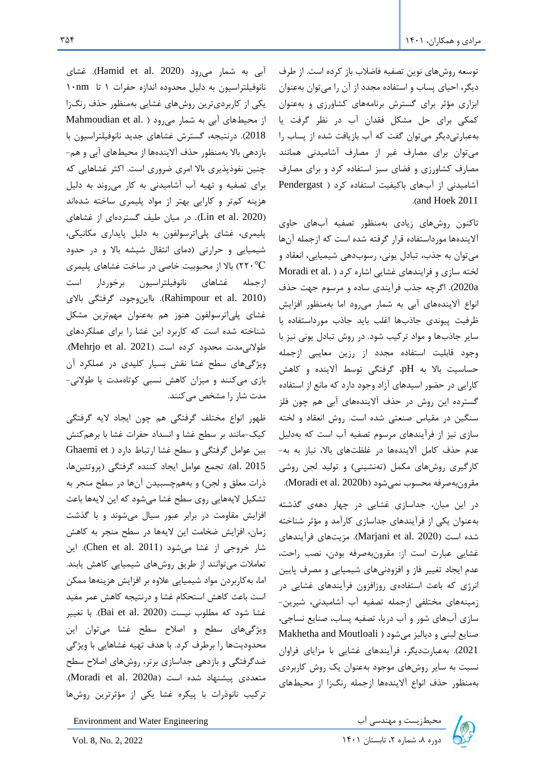توسعه روش‌های نوین تصفیه فاضلاب باز کرده است. از طرف دیگر، احیای پساب و استفاده مجدد از آن را می‌توان به‌عنوان ابزاری مؤثر برای گسترش برنامه‌های کشاورزی و به‌عنوان کمکی برای حل مشکل فقدان آب در نظر گرفت یا به‌عبارتی‌دیگر می‌توان گفت که آب بازیافت شده از پساب را می‌توان برای مصارف غیر از مصارف آشامیدنی همانند مصارف کشاورزی و فضای سبز استفاده کرد و برای مصارف آشامیدنی از آب‌های باکیفیت استفاده کرد (Pendergast and Hoek 2011).

تاکنون روش‌های زیادی به‌منظور تصفیه آب‌های حاوی آلاینده‌ها مورداستفاده قرار گرفته شده است که ازجمله آن‌ها می‌توان به جذب، تبادل یونی، رسوب‌دهی شیمیایی، انعقاد و لخته سازی و فرایندهای غشایی اشاره کرد (Moradi et al. 2020a). اگرچه جذب فرآیندی ساده و مرسوم جهت حذف انواع آلاینده‌های آبی به شمار می‌رود اما به‌منظور افزایش ظرفیت پیوندی جاذب‌ها اغلب باید جاذب مورداستفاده با سایر جاذب‌ها و مواد ترکیب شود. در روش تبادل یونی نیز با وجود قابلیت استفاده مجدد از رزین معایبی ازجمله حساسیت بالا به pH، گرفتگی توسط آلاینده و کاهش کارایی در حضور اسیدهای آزاد وجود دارد که مانع از استفاده گسترده این روش در حذف آلاینده‌های آبی هم چون فلز سنگین در مقیاس صنعتی شده است. روش انعقاد و لخته سازی نیز از فرآیندهای مرسوم تصفیه آب است که به‌دلیل عدم حذف کامل آلاینده‌ها در غلظت‌های بالا، نیاز به به‌کارگیری روش‌های مکمل (ته‌نشینی) و تولید لجن روشی مقرون‌به‌صرفه محسوب نمی‌شود (Moradi et al. 2020b).

در این میان، جداسازی غشایی در چهار دهه‌ی گذشته به‌عنوان یکی از فرآیندهای جداسازی کارآمد و مؤثر شناخته شده است (Marjani et al. 2020). مزیت‌های فرآیندهای غشایی عبارت است از: مقرون‌به‌صرفه بودن، نصب راحت، عدم ایجاد تغییر فاز و افزودنی‌های شیمیایی و مصرف پایین انرژی که باعث استفاده‌ی روزافزون فرآیندهای غشایی در زمینه‌های مختلفی ازجمله تصفیه آب آشامیدنی، شیرین‌سازی آب‌های شور و آب دریا، تصفیه پساب، صنایع نساجی، صنایع لبنی و دیالیز می‌شود (Makhetha and Moutloali 2021). به‌عبارتی‌دیگر، فرآیندهای غشایی با مزایای فراوان نسبت به سایر روش‌های موجود به‌عنوان یک روش کاربردی به‌منظور حذف انواع آلاینده‌ها ازجمله رنگ‌زا از محیط‌های آبی به شمار می‌رود (Hamid et al. 2020). غشای نانوفیلتراسیون به دلیل محدوده اندازه حفرات ۱ تا ۱۰nm یکی از کاربردی‌ترین روش‌های غشایی به‌منظور حذف رنگ‌زا از محیط‌های آبی به شمار می‌رود (Mahmoudian et al. 2018). درنتیجه، گسترش غشاهای جدید نانوفیلتراسیون با بازدهی بالا به‌منظور حذف آلاینده‌ها از محیط‌های آبی و هم‌چنین نفوذپذیری بالا امری ضروری است. اکثر غشاهایی که برای تصفیه و تهیه آب آشامیدنی به کار می‌روند به دلیل هزینه کم‌تر و کارایی بهتر از مواد پلیمری ساخته شده‌اند (Lin et al. 2020). در میان طیف گسترده‌ای از غشاهای پلیمری، غشای پلی‌اترسولفون به دلیل پایداری مکانیکی، شیمیایی و حرارتی (دمای انتقال شیشه بالا و در حدود ۲۲۰°C) بالا از محبوبیت خاصی در ساخت غشاهای پلیمری ازجمله غشاهای نانوفیلتراسیون برخوردار است (Rahimpour et al. 2010). بااین‌وجود، گرفتگی بالای غشای پلی‌اترسولفون هنوز هم به‌عنوان مهم‌ترین مشکل شناخته شده است که کاربرد این غشا را برای عملکردهای طولانی‌مدت محدود کرده است (Mehrjo et al. 2021). ویژگی‌های سطح غشا نقش بسیار کلیدی در عملکرد آن بازی می‌کنند و میزان کاهش نسبی کوتاه‌مدت یا طولانی‌مدت شار را مشخص می‌کنند.

ظهور انواع مختلف گرفتگی هم چون ایجاد لایه گرفتگی کیک-مانند بر سطح غشا و انسداد حفرات غشا با برهم‌کنش بین عوامل گرفتگی و سطح غشا ارتباط دارد (Ghaemi et al. 2015). تجمع عوامل ایجاد کننده گرفتگی (پروتئین‌ها، ذرات معلق و لجن) و به‌هم‌چسبیدن آن‌ها در سطح منجر به تشکیل لایه‌هایی روی سطح غشا می‌شود که این لایه‌ها باعث افزایش مقاومت در برابر عبور سیال می‌شوند و با گذشت زمان، افزایش ضخامت این لایه‌ها در سطح منجر به کاهش شار خروجی از غشا می‌شود (Chen et al. 2011). این تعاملات می‌توانند از طریق روش‌های شیمیایی کاهش یابند. اما، به‌کاربردن مواد شیمیایی علاوه بر افزایش هزینه‌ها ممکن است باعث کاهش استحکام غشا و درنتیجه کاهش عمر مفید غشا شود که مطلوب نیست (Bai et al. 2020). با تغییر ویژگی‌های سطح و اصلاح سطح غشا می‌توان این محدودیت‌ها را برطرف کرد. با هدف تهیه غشاهایی با ویژگی ضدگرفتگی و بازدهی جداسازی برتر، روش‌های اصلاح سطح متعددی پیشنهاد شده است (Moradi et al. 2020a). ترکیب نانوذرات با پیکره غشا یکی از مؤثرترین روش‌ها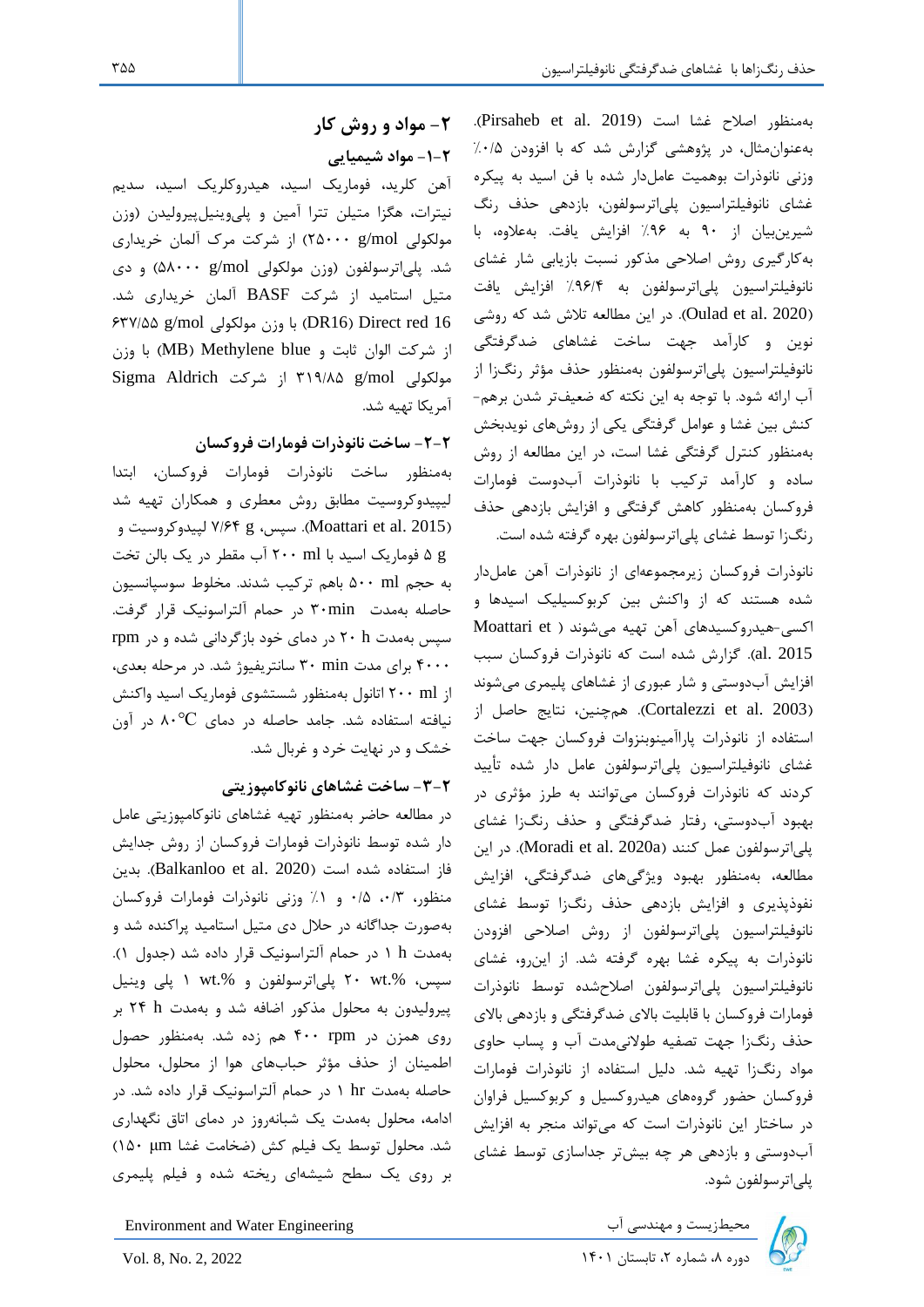به‌منظور اصلاح غشا است (Pirsaheb et al. 2019). به‌عنوان‌مثال، در پژوهشی گزارش شد که با افزودن ۰/۵٪ وزنی نانوذرات بوهمیت عامل‌دار شده با فن اسید به پیکره غشای نانوفیلتراسیون پلی‌اترسولفون، بازدهی حذف رنگ شیرین‌بیان از ۹۰ به ۹۶٪ افزایش یافت. به‌علاوه، با به‌کارگیری روش اصلاحی مذکور نسبت بازیابی شار غشای نانوفیلتراسیون پلی‌اترسولفون به ۹۶/۴٪ افزایش یافت (Oulad et al. 2020). در این مطالعه تلاش شد که روشی نوین و کارآمد جهت ساخت غشاهای ضدگرفتگی نانوفیلتراسیون پلی‌اترسولفون به‌منظور حذف مؤثر رنگ‌زا از آب ارائه شود. با توجه به این نکته که ضعیف‌تر شدن برهم‌کنش بین غشا و عوامل گرفتگی یکی از روش‌های نویدبخش به‌منظور کنترل گرفتگی غشا است، در این مطالعه از روش ساده و کارآمد ترکیب با نانوذرات آب‌دوست فومارات فروکسان به‌منظور کاهش گرفتگی و افزایش بازدهی حذف رنگ‌زا توسط غشای پلی‌اترسولفون بهره گرفته شده است.

نانوذرات فروکسان زیرمجموعه‌ای از نانوذرات آهن عامل‌دار شده هستند که از واکنش بین کربوکسیلیک اسیدها و اکسی-هیدروکسیدهای آهن تهیه می‌شوند (Moattari et al. 2015). گزارش شده است که نانوذرات فروکسان سبب افزایش آب‌دوستی و شار عبوری از غشاهای پلیمری می‌شوند (Cortalezzi et al. 2003). همچنین، نتایج حاصل از استفاده از نانوذرات پاراآمینوبنزوات فروکسان جهت ساخت غشای نانوفیلتراسیون پلی‌اترسولفون عامل دار شده تأیید کردند که نانوذرات فروکسان می‌توانند به طرز مؤثری در بهبود آب‌دوستی، رفتار ضدگرفتگی و حذف رنگ‌زا غشای پلی‌اترسولفون عمل کنند (Moradi et al. 2020a). در این مطالعه، به‌منظور بهبود ویژگی‌های ضدگرفتگی، افزایش نفوذپذیری و افزایش بازدهی حذف رنگ‌زا توسط غشای نانوفیلتراسیون پلی‌اترسولفون از روش اصلاحی افزودن نانوذرات به پیکره غشا بهره گرفته شد. از این‌رو، غشای نانوفیلتراسیون پلی‌اترسولفون اصلاح‌شده توسط نانوذرات فومارات فروکسان با قابلیت بالای ضدگرفتگی و بازدهی بالای حذف رنگ‌زا جهت تصفیه طولانی‌مدت آب و پساب حاوی مواد رنگ‌زا تهیه شد. دلیل استفاده از نانوذرات فومارات فروکسان حضور گروه‌های هیدروکسیل و کربوکسیل فراوان در ساختار این نانوذرات است که می‌تواند منجر به افزایش آب‌دوستی و بازدهی هر چه بیش‌تر جداسازی توسط غشای پلی‌اترسولفون شود.

## ۲- مواد و روش کار

### ۲-۱- مواد شیمیایی

آهن کلرید، فوماریک اسید، هیدروکلریک اسید، سدیم نیترات، هگزا متیلن تترا آمین و پلی‌وینیل‌پیرولیدن (وزن مولکولی ۲۵۰۰۰ g/mol) از شرکت مرک آلمان خریداری شد. پلی‌اترسولفون (وزن مولکولی ۵۸۰۰۰ g/mol) و دی متیل استامید از شرکت BASF آلمان خریداری شد. Direct red 16 (DR16) با وزن مولکولی ۶۳۷/۵۵ g/mol از شرکت الوان ثابت و Methylene blue (MB) با وزن مولکولی ۳۱۹/۸۵ g/mol از شرکت Sigma Aldrich آمریکا تهیه شد.

### ۲-۲- ساخت نانوذرات فومارات فروکسان

به‌منظور ساخت نانوذرات فومارات فروکسان، ابتدا لیپیدوکروسیت مطابق روش معطری و همکاران تهیه شد (Moattari et al. 2015). سپس، ۷/۶۴ g لپیدوکروسیت و ۵ g فوماریک اسید با ۲۰۰ ml آب مقطر در یک بالن تخت به حجم ۵۰۰ ml باهم ترکیب شدند. مخلوط سوسپانسیون حاصله به‌مدت ۳۰min در حمام آلتراسونیک قرار گرفت. سپس به‌مدت ۲۰ h در دمای خود بازگردانی شده و در ۴۰۰۰ rpm برای مدت ۳۰ min سانتریفیوژ شد. در مرحله بعدی، از ۲۰۰ ml اتانول به‌منظور شستشوی فوماریک اسید واکنش نیافته استفاده شد. جامد حاصله در دمای ۸۰°C در آون خشک و در نهایت خرد و غربال شد.

### ۲-۳- ساخت غشاهای نانوکامپوزیتی

در مطالعه حاضر به‌منظور تهیه غشاهای نانوکامپوزیتی عامل دار شده توسط نانوذرات فومارات فروکسان از روش جدایش فاز استفاده شده است (Balkanloo et al. 2020). بدین منظور، ۰/۳، ۰/۵ و ۱٪ وزنی نانوذرات فومارات فروکسان به‌صورت جداگانه در حلال دی متیل استامید پراکنده شد و به‌مدت ۱ h در حمام آلتراسونیک قرار داده شد (جدول ۱). سپس، ۲۰ wt.% پلی‌اترسولفون و ۱ wt.% پلی وینیل پیرولیدون به محلول مذکور اضافه شد و به‌مدت ۲۴ h بر روی همزن در ۴۰۰ rpm هم زده شد. به‌منظور حصول اطمینان از حذف مؤثر حباب‌های هوا از محلول، محلول حاصله به‌مدت ۱ hr در حمام آلتراسونیک قرار داده شد. در ادامه، محلول به‌مدت یک شبانه‌روز در دمای اتاق نگهداری شد. محلول توسط یک فیلم کش (ضخامت غشا ۱۵۰ µm) بر روی یک سطح شیشه‌ای ریخته شده و فیلم پلیمری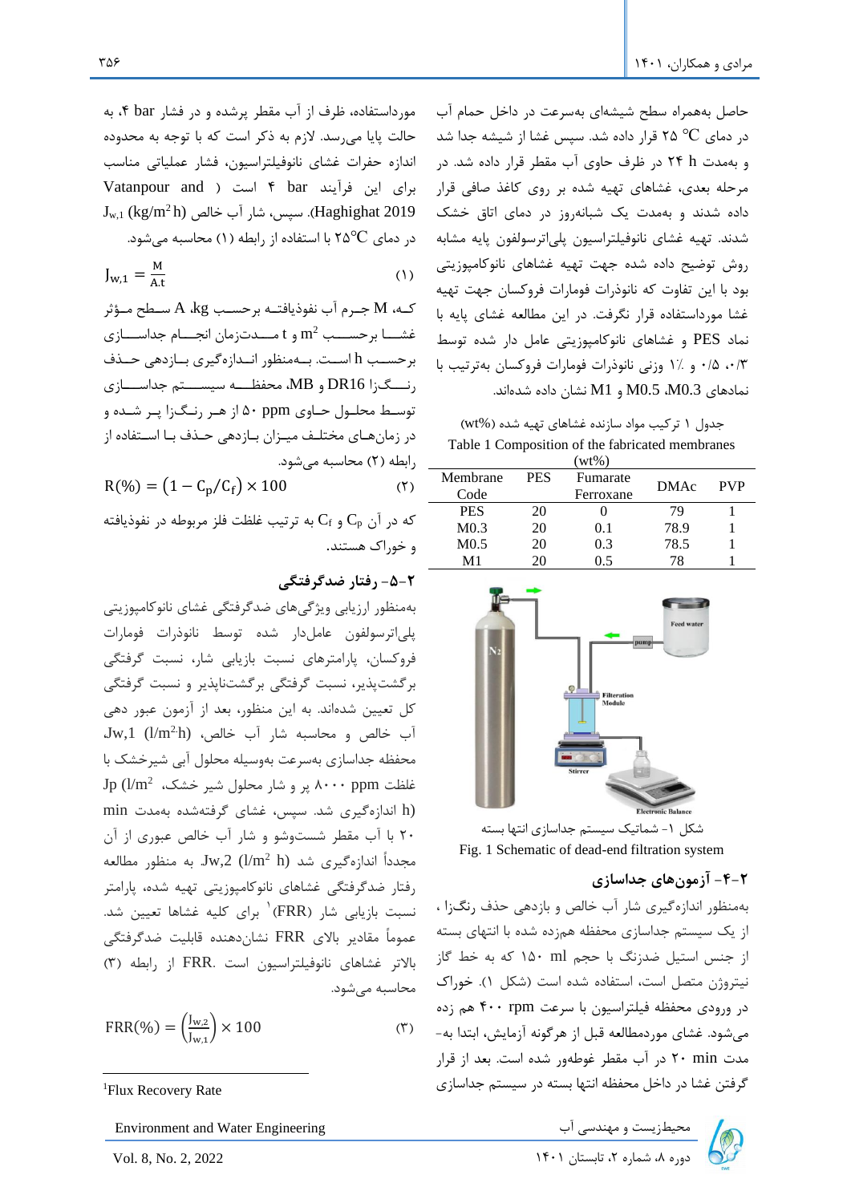حاصل به‌همراه سطح شیشه‌ای به‌سرعت در داخل حمام آب در دمای ۲۵ °C قرار داده شد. سپس غشا از شیشه جدا شد و به‌مدت ۲۴ h در ظرف حاوی آب مقطر قرار داده شد. در مرحله بعدی، غشاهای تهیه شده بر روی کاغذ صافی قرار داده شدند و به‌مدت یک شبانه‌روز در دمای اتاق خشک شدند. تهیه غشای نانوفیلتراسیون پلی‌اترسولفون پایه مشابه روش توضیح داده شده جهت تهیه غشاهای نانوکامپوزیتی بود با این تفاوت که نانوذرات فومارات فروکسان جهت تهیه غشا مورداستفاده قرار نگرفت. در این مطالعه غشای پایه با نماد PES و غشاهای نانوکامپوزیتی عامل دار شده توسط ۰/۳، ۰/۵ و ٪۱ وزنی نانوذرات فومارات فروکسان به‌ترتیب با نمادهای M0.3، M0.5 و M1 نشان داده شده‌اند.

جدول ۱ ترکیب مواد سازنده غشاهای تهیه شده (wt%)

Table 1 Composition of the fabricated membranes (wt%)

| Membrane Code | PES | Fumarate Ferroxane | DMAc | PVP |
|---|---|---|---|---|
| PES | 20 | 0 | 79 | 1 |
| M0.3 | 20 | 0.1 | 78.9 | 1 |
| M0.5 | 20 | 0.3 | 78.5 | 1 |
| M1 | 20 | 0.5 | 78 | 1 |

شکل ۱- شماتیک سیستم جداسازی انتها بسته

Fig. 1 Schematic of dead-end filtration system

## ۲-۴- آزمون‌های جداسازی

به‌منظور اندازه‌گیری شار آب خالص و بازدهی حذف رنگ‌زا ، از یک سیستم جداسازی محفظه همزده شده با انتهای بسته از جنس استیل ضدزنگ با حجم ۱۵۰ ml که به خط گاز نیتروژن متصل است، استفاده شده است (شکل ۱). خوراک در ورودی محفظه فیلتراسیون با سرعت ۴۰۰ rpm هم زده می‌شود. غشای موردمطالعه قبل از هرگونه آزمایش، ابتدا به‌مدت ۲۰ min در آب مقطر غوطه‌ور شده است. بعد از قرار گرفتن غشا در داخل محفظه انتها بسته در سیستم جداسازی مورداستفاده، ظرف از آب مقطر پرشده و در فشار ۴ bar، به حالت پایا می‌رسد. لازم به ذکر است که با توجه به محدوده اندازه حفرات غشای نانوفیلتراسیون، فشار عملیاتی مناسب برای این فرآیند ۴ bar است (Vatanpour and Haghighat 2019). سپس، شار آب خالص $J_{w,1}$ (kg/m²h) در دمای ۲۵°C با استفاده از رابطه (۱) محاسبه می‌شود.

$$J_{w,1} = \frac{M}{A.t} \qquad (۱)$$

کـه M جـرم آب نفوذیافتـه برحسـب kg، A سـطح مـؤثر غشـا برحسـب m² و t مـدت‌زمان انجـام جداسـازی برحسب h اسـت. بـه‌منظور انـدازه‌گیری بـازدهی حـذف رنـگ‌زا DR16 و MB، محفظـه سیسـتم جداسـازی توسط محلـول حـاوی ۵۰ ppm از هـر رنـگ‌زا پـر شـده و در زمان‌هـای مختلـف میـزان بـازدهی حـذف بـا اسـتفاده از رابطه (۲) محاسبه می‌شود.

$$R(\%) = \left(1 - C_p/C_f\right) \times 100 \qquad (۲)$$

که در آن $C_p$ و $C_f$ به ترتیب غلظت فلز مربوطه در نفوذیافته و خوراک هستند.

## ۲-۵- رفتار ضدگرفتگی

به‌منظور ارزیابی ویژگی‌های ضدگرفتگی غشای نانوکامپوزیتی پلی‌اترسولفون عامل‌دار شده توسط نانوذرات فومارات فروکسان، پارامترهای نسبت بازیابی شار، نسبت گرفتگی برگشت‌پذیر، نسبت گرفتگی برگشت‌ناپذیر و نسبت گرفتگی کل تعیین شده‌اند. به این منظور، بعد از آزمون عبور دهی آب خالص و محاسبه شار آب خالص، (l/m²h) Jw,1، محفظه جداسازی به‌سرعت به‌وسیله محلول آبی شیرخشک با غلظت ۸۰۰۰ ppm پر و شار محلول شیر خشک، Jp (l/m² h) اندازه‌گیری شد. سپس، غشای گرفته‌شده به‌مدت ۲۰ min با آب مقطر شست‌وشو و شار آب خالص عبوری از آن مجدداً اندازه‌گیری شد Jw,2 (l/m² h). به منظور مطالعه رفتار ضدگرفتگی غشاهای نانوکامپوزیتی تهیه شده، پارامتر نسبت بازیابی شار (FRR)[1] برای کلیه غشاها تعیین شد. عموماً مقادیر بالای FRR نشان‌دهنده قابلیت ضدگرفتگی بالاتر غشاهای نانوفیلتراسیون است. FRR از رابطه (۳) محاسبه می‌شود.

$$FRR(\%) = \left(\frac{J_{w,2}}{J_{w,1}}\right) \times 100 \qquad (۳)$$

[1] Flux Recovery Rate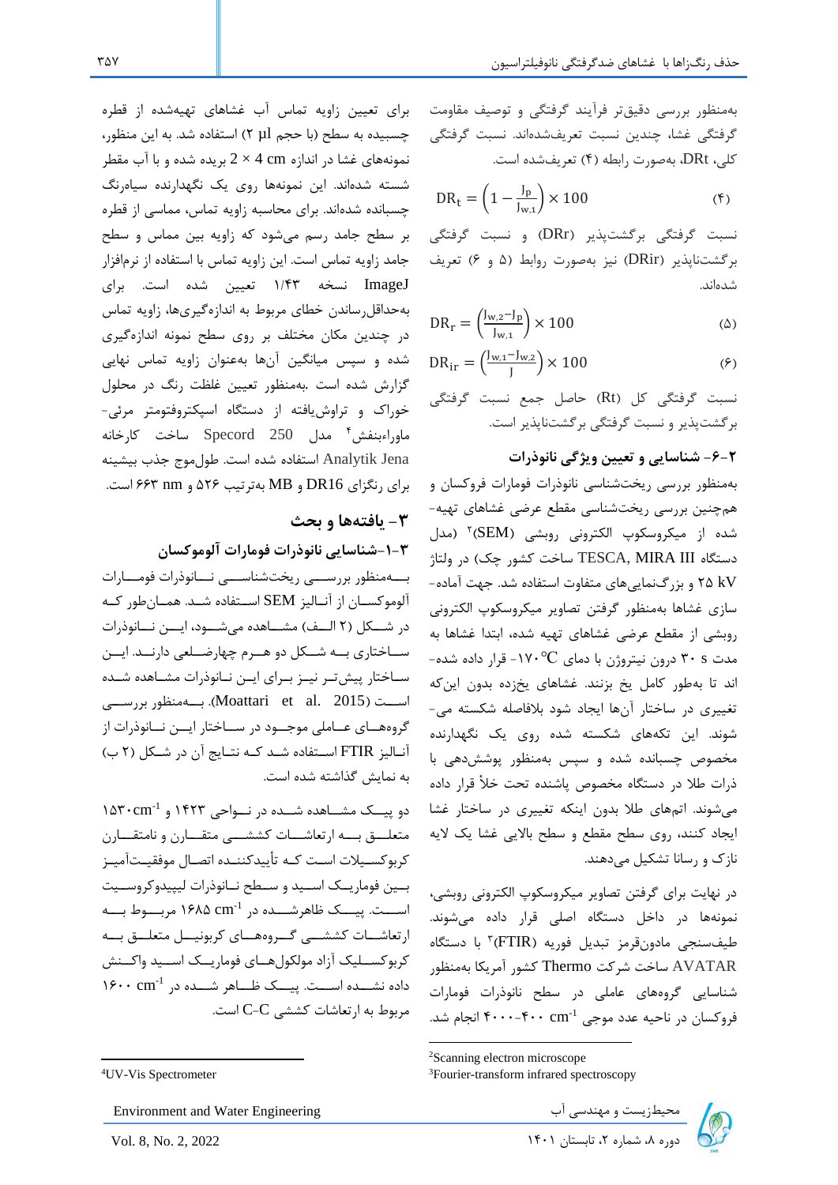به‌منظور بررسی دقیق‌تر فرآیند گرفتگی و توصیف مقاومت گرفتگی غشا، چندین نسبت تعریف‌شده‌اند. نسبت گرفتگی کلی، DRt، به‌صورت رابطه (۴) تعریف‌شده است.

$$DR_t = \left(1 - \frac{J_p}{J_{w,1}}\right) \times 100 \quad (۴)$$

نسبت گرفتگی برگشت‌پذیر (DRr) و نسبت گرفتگی برگشت‌ناپذیر (DRir) نیز به‌صورت روابط (۵ و ۶) تعریف شده‌اند.

$$DR_r = \left(\frac{J_{w,2} - J_p}{J_{w,1}}\right) \times 100 \quad (۵)$$

$$DR_{ir} = \left(\frac{J_{w,1} - J_{w,2}}{J}\right) \times 100 \quad (۶)$$

نسبت گرفتگی کل (Rt) حاصل جمع نسبت گرفتگی برگشت‌پذیر و نسبت گرفتگی برگشت‌ناپذیر است.

### ۲-۶- شناسایی و تعیین ویژگی نانوذرات

به‌منظور بررسی ریخت‌شناسی نانوذرات فومارات فروکسان و همچنین بررسی ریخت‌شناسی مقطع عرضی غشاهای تهیه‌شده از میکروسکوپ الکترونی روبشی (SEM)[2] (مدل دستگاه TESCA, MIRA III ساخت کشور چک) در ولتاژ ۲۵ kV و بزرگ‌نمایی‌های متفاوت استفاده شد. جهت آماده‌سازی غشاها به‌منظور گرفتن تصاویر میکروسکوپ الکترونی روبشی از مقطع عرضی غشاهای تهیه شده، ابتدا غشاها به مدت ۳۰ s درون نیتروژن با دمای ۱۷۰- °C قرار داده شده‌اند تا به‌طور کامل یخ بزنند. غشاهای یخ‌زده بدون این‌که تغییری در ساختار آن‌ها ایجاد شود بلافاصله شکسته می‌شوند. این تکه‌های شکسته شده روی یک نگهدارنده مخصوص چسبانده شده و سپس به‌منظور پوشش‌دهی با ذرات طلا در دستگاه مخصوص پاشنده تحت خلأ قرار داده می‌شوند. اتم‌های طلا بدون اینکه تغییری در ساختار غشا ایجاد کنند، روی سطح مقطع و سطح بالایی غشا یک لایه نازک و رسانا تشکیل می‌دهند.

در نهایت برای گرفتن تصاویر میکروسکوپ الکترونی روبشی، نمونه‌ها در داخل دستگاه اصلی قرار داده می‌شوند. طیف‌سنجی مادون‌قرمز تبدیل فوریه (FTIR)[3] با دستگاه AVATAR ساخت شرکت Thermo کشور آمریکا به‌منظور شناسایی گروه‌های عاملی در سطح نانوذرات فومارات فروکسان در ناحیه عدد موجی $400-4000\ cm^{-1}$ انجام شد.

برای تعیین زاویه تماس آب غشاهای تهیه‌شده از قطره چسبیده به سطح (با حجم ۲ µl) استفاده شد. به این منظور، نمونه‌های غشا در اندازه $4 \times 2$ cm بریده شده و با آب مقطر شسته شده‌اند. این نمونه‌ها روی یک نگهدارنده سیاه‌رنگ چسبانده شده‌اند. برای محاسبه زاویه تماس، مماسی از قطره بر سطح جامد رسم می‌شود که زاویه بین مماس و سطح جامد زاویه تماس است. این زاویه تماس با استفاده از نرم‌افزار ImageJ نسخه ۱/۴۳ تعیین شده است. برای به‌حداقل‌رساندن خطای مربوط به اندازه‌گیری‌ها، زاویه تماس در چندین مکان مختلف بر روی سطح نمونه اندازه‌گیری شده و سپس میانگین آن‌ها به‌عنوان زاویه تماس نهایی گزارش شده است .به‌منظور تعیین غلظت رنگ در محلول خوراک و تراوش‌یافته از دستگاه اسپکتروفتومتر مرئی-ماوراءبنفش[4] مدل Specord 250 ساخت کارخانه Analytik Jena استفاده شده است. طول‌موج جذب بیشینه برای رنگزای DR16 و MB به‌ترتیب ۵۲۶ و ۶۶۳ nm است.

## ۳- یافته‌ها و بحث

### ۳-۱-شناسایی نانوذرات فومارات آلوموکسان

به‌منظور بررسی ریخت‌شناسی نانوذرات فومارات آلوموکسان از آنالیز SEM استفاده شد. همان‌طور که در شکل (۲ الف) مشاهده می‌شود، این نانوذرات ساختاری به شکل دو هرم چهارضلعی دارند. این ساختار پیش‌تر نیز برای این نانوذرات مشاهده شده است (Moattari et al. 2015). به‌منظور بررسی گروه‌های عاملی موجود در ساختار این نانوذرات از آنالیز FTIR استفاده شد که نتایج آن در شکل (۲ ب) به نمایش گذاشته شده است.

دو پیک مشاهده شده در نواحی ۱۴۲۳ و $1530\ cm^{-1}$ متعلق به ارتعاشات کششی متقارن و نامتقارن کربوکسیلات است که تأییدکننده اتصال موفقیت‌آمیز بین فوماریک اسید و سطح نانوذرات لیپیدوکروسیت است. پیک ظاهرشده در $1685\ cm^{-1}$ مربوط به ارتعاشات کششی گروه‌های کربونیل متعلق به کربوکسیلیک آزاد مولکول‌های فوماریک اسید واکنش داده نشده است. پیک ظاهر شده در $1600\ cm^{-1}$ مربوط به ارتعاشات کششی C-C است.

---

[2] Scanning electron microscope
[3] Fourier-transform infrared spectroscopy
[4] UV-Vis Spectrometer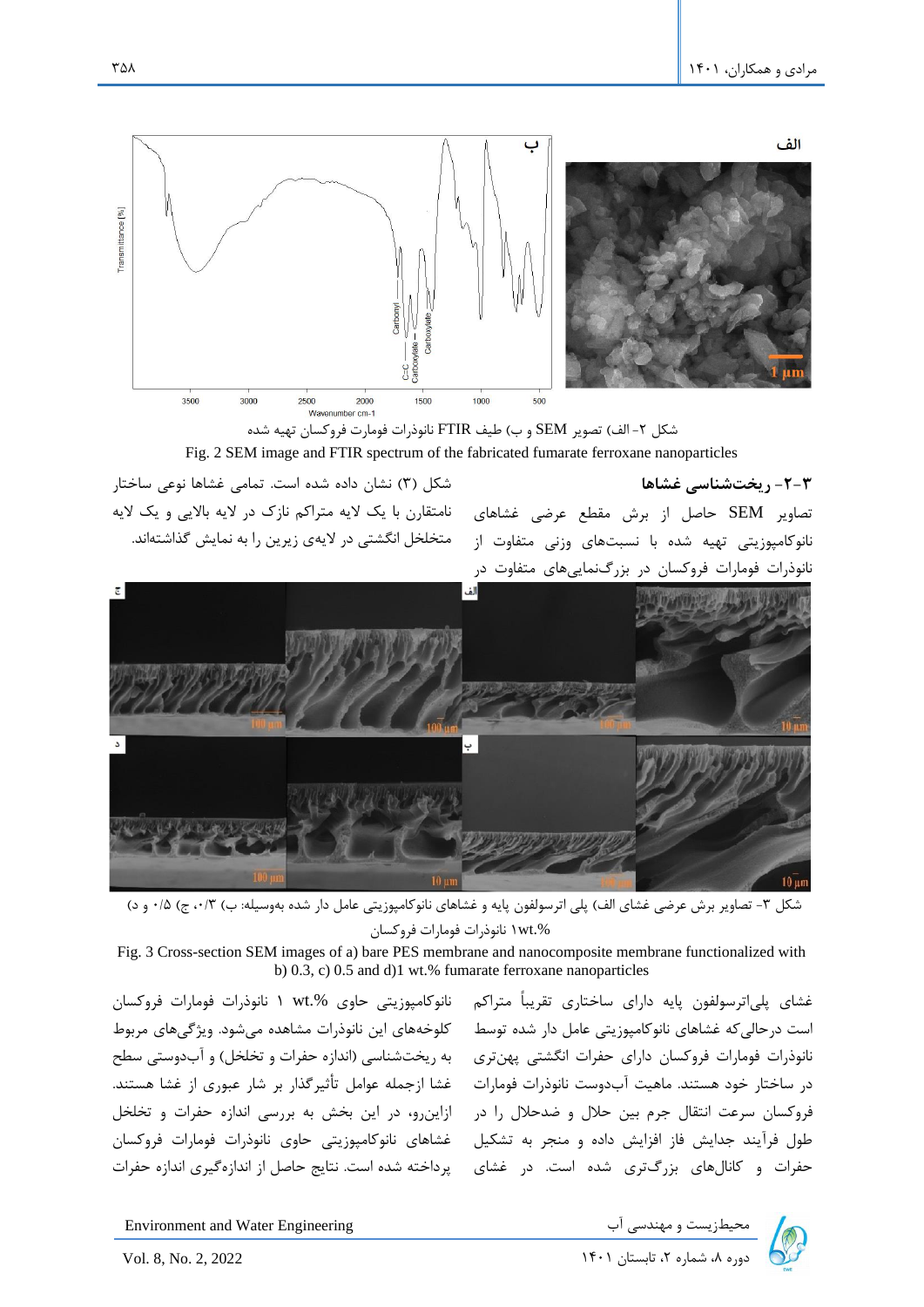شکل ۲- الف) تصویر SEM و ب) طیف FTIR نانوذرات فومارت فروکسان تهیه شده

Fig. 2 SEM image and FTIR spectrum of the fabricated fumarate ferroxane nanoparticles

### ۳-۲- ریخت‌شناسی غشاها

تصاویر SEM حاصل از برش مقطع عرضی غشاهای نانوکامپوزیتی تهیه شده با نسبت‌های وزنی متفاوت از نانوذرات فومارات فروکسان در بزرگ‌نمایی‌های متفاوت در شکل (۳) نشان داده شده است. تمامی غشاها نوعی ساختار نامتقارن با یک لایه متراکم نازک در لایه بالایی و یک لایه متخلخل انگشتی در لایه‌ی زیرین را به نمایش گذاشته‌اند.

شکل ۳- تصاویر برش عرضی غشای الف) پلی اترسولفون پایه و غشاهای نانوکامپوزیتی عامل دار شده به‌وسیله: ب) ۰/۳، ج) ۰/۵ و د) ۱wt.% نانوذرات فومارات فروکسان

Fig. 3 Cross-section SEM images of a) bare PES membrane and nanocomposite membrane functionalized with b) 0.3, c) 0.5 and d)1 wt.% fumarate ferroxane nanoparticles

غشای پلی‌اترسولفون پایه دارای ساختاری تقریباً متراکم است درحالی‌که غشاهای نانوکامپوزیتی عامل دار شده توسط نانوذرات فومارات فروکسان دارای حفرات انگشتی پهن‌تری در ساختار خود هستند. ماهیت آب‌دوست نانوذرات فومارات فروکسان سرعت انتقال جرم بین حلال و ضدحلال را در طول فرآیند جدایش فاز افزایش داده و منجر به تشکیل حفرات و کانال‌های بزرگ‌تری شده است. در غشای نانوکامپوزیتی حاوی wt.% ۱ نانوذرات فومارات فروکسان کلوخه‌های این نانوذرات مشاهده می‌شود. ویژگی‌های مربوط به ریخت‌شناسی (اندازه حفرات و تخلخل) و آب‌دوستی سطح غشا ازجمله عوامل تأثیرگذار بر شار عبوری از غشا هستند. ازاین‌رو، در این بخش به بررسی اندازه حفرات و تخلخل غشاهای نانوکامپوزیتی حاوی نانوذرات فومارات فروکسان پرداخته شده است. نتایج حاصل از اندازه‌گیری اندازه حفرات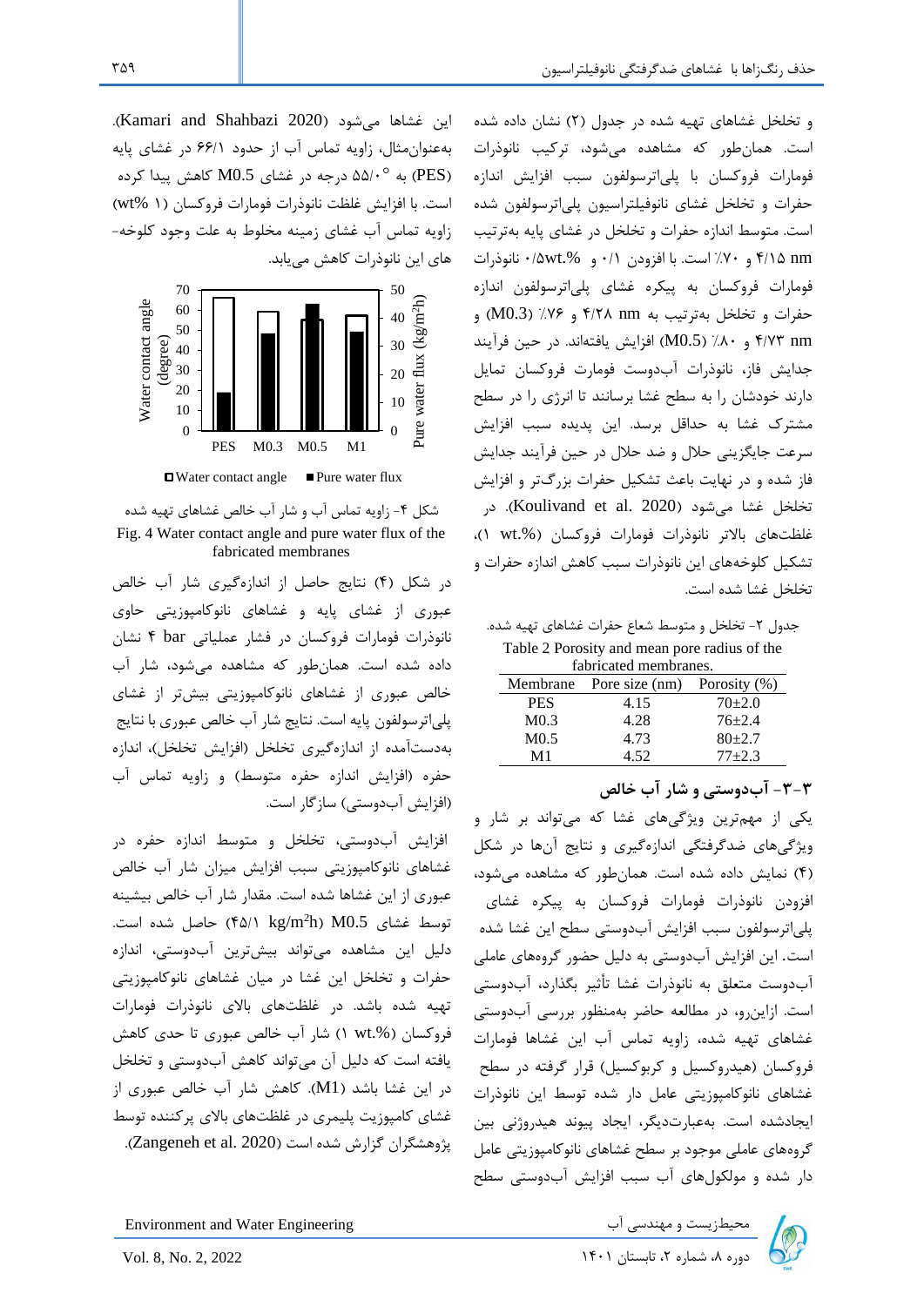و تخلخل غشاهای تهیه شده در جدول (۲) نشان داده شده است. همان‌طور که مشاهده می‌شود، ترکیب نانوذرات فومارات فروکسان با پلی‌اترسولفون سبب افزایش اندازه حفرات و تخلخل غشای نانوفیلتراسیون پلی‌اترسولفون شده است. متوسط اندازه حفرات و تخلخل در غشای پایه به‌ترتیب ۴/۱۵ nm و ۷۰٪ است. با افزودن ۰/۱ و ۰/۵wt.% نانوذرات فومارات فروکسان به پیکره غشای پلی‌اترسولفون اندازه حفرات و تخلخل به‌ترتیب به ۴/۲۸ nm و ۷۶٪ (M0.3) و ۴/۷۳ nm و ۸۰٪ (M0.5) افزایش یافته‌اند. در حین فرآیند جدایش فاز، نانوذرات آب‌دوست فومارات فروکسان تمایل دارند خودشان را به سطح غشا برسانند تا انرژی را در سطح مشترک غشا به حداقل برسد. این پدیده سبب افزایش سرعت جایگزینی حلال و ضد حلال در حین فرآیند جدایش فاز شده و در نهایت باعث تشکیل حفرات بزرگ‌تر و افزایش تخلخل غشا می‌شود (Koulivand et al. 2020). در غلظت‌های بالاتر نانوذرات فومارات فروکسان (۱ wt.%)، تشکیل کلوخه‌های این نانوذرات سبب کاهش اندازه حفرات و تخلخل غشا شده است.

جدول ۲- تخلخل و متوسط شعاع حفرات غشاهای تهیه شده.

Table 2 Porosity and mean pore radius of the fabricated membranes.

| Membrane | Pore size (nm) | Porosity (%) |
|---|---|---|
| PES | 4.15 | 70±2.0 |
| M0.3 | 4.28 | 76±2.4 |
| M0.5 | 4.73 | 80±2.7 |
| M1 | 4.52 | 77±2.3 |

### ۳-۳- آب‌دوستی و شار آب خالص

یکی از مهم‌ترین ویژگی‌های غشا که می‌تواند بر شار و ویژگی‌های ضدگرفتگی اندازه‌گیری و نتایج آن‌ها در شکل (۴) نمایش داده شده است. همان‌طور که مشاهده می‌شود، افزودن نانوذرات فومارات فروکسان به پیکره غشای پلی‌اترسولفون سبب افزایش آب‌دوستی سطح این غشا شده است. این افزایش آب‌دوستی به دلیل حضور گروه‌های عاملی آب‌دوست متعلق به نانوذرات غشا تأثیر بگذارد، آب‌دوستی است. ازاین‌رو، در مطالعه حاضر به‌منظور بررسی آب‌دوستی غشاهای تهیه شده، زاویه تماس آب این غشاها فومارات فروکسان (هیدروکسیل و کربوکسیل) قرار گرفته در سطح غشاهای نانوکامپوزیتی عامل دار شده توسط این نانوذرات ایجادشده است. به‌عبارت‌دیگر، ایجاد پیوند هیدروژنی بین گروه‌های عاملی موجود بر سطح غشاهای نانوکامپوزیتی عامل دار شده و مولکول‌های آب سبب افزایش آب‌دوستی سطح این غشاها می‌شود (Kamari and Shahbazi 2020). به‌عنوان‌مثال، زاویه تماس آب از حدود ۶۶/۱ در غشای پایه (PES) به ۵۵/۰° درجه در غشای M0.5 کاهش پیدا کرده است. با افزایش غلظت نانوذرات فومارات فروکسان (۱ wt%) زاویه تماس آب غشای زمینه مخلوط به علت وجود کلوخه-های این نانوذرات کاهش می‌یابد.

شکل ۴- زاویه تماس آب و شار آب خالص غشاهای تهیه شده

Fig. 4 Water contact angle and pure water flux of the fabricated membranes

در شکل (۴) نتایج حاصل از اندازه‌گیری شار آب خالص عبوری از غشای پایه و غشاهای نانوکامپوزیتی حاوی نانوذرات فومارات فروکسان در فشار عملیاتی ۴ bar نشان داده شده است. همان‌طور که مشاهده می‌شود، شار آب خالص عبوری از غشاهای نانوکامپوزیتی بیش‌تر از غشای پلی‌اترسولفون پایه است. نتایج شار آب خالص عبوری با نتایج به‌دست‌آمده از اندازه‌گیری تخلخل (افزایش تخلخل)، اندازه حفره (افزایش اندازه حفره متوسط) و زاویه تماس آب (افزایش آب‌دوستی) سازگار است.

افزایش آب‌دوستی، تخلخل و متوسط اندازه حفره در غشاهای نانوکامپوزیتی سبب افزایش میزان شار آب خالص عبوری از این غشاها شده است. مقدار شار آب خالص بیشینه توسط غشای M0.5 (۴۵/۱ $kg/m^2h$) حاصل شده است. دلیل این مشاهده می‌تواند بیش‌ترین آب‌دوستی، اندازه حفرات و تخلخل این غشا در میان غشاهای نانوکامپوزیتی تهیه شده باشد. در غلظت‌های بالای نانوذرات فومارات فروکسان (۱ wt.%) شار آب خالص عبوری تا حدی کاهش یافته است که دلیل آن می‌تواند کاهش آب‌دوستی و تخلخل در این غشا باشد (M1). کاهش شار آب خالص عبوری از غشای کامپوزیت پلیمری در غلظت‌های بالای پرکننده توسط پژوهشگران گزارش شده است (Zangeneh et al. 2020).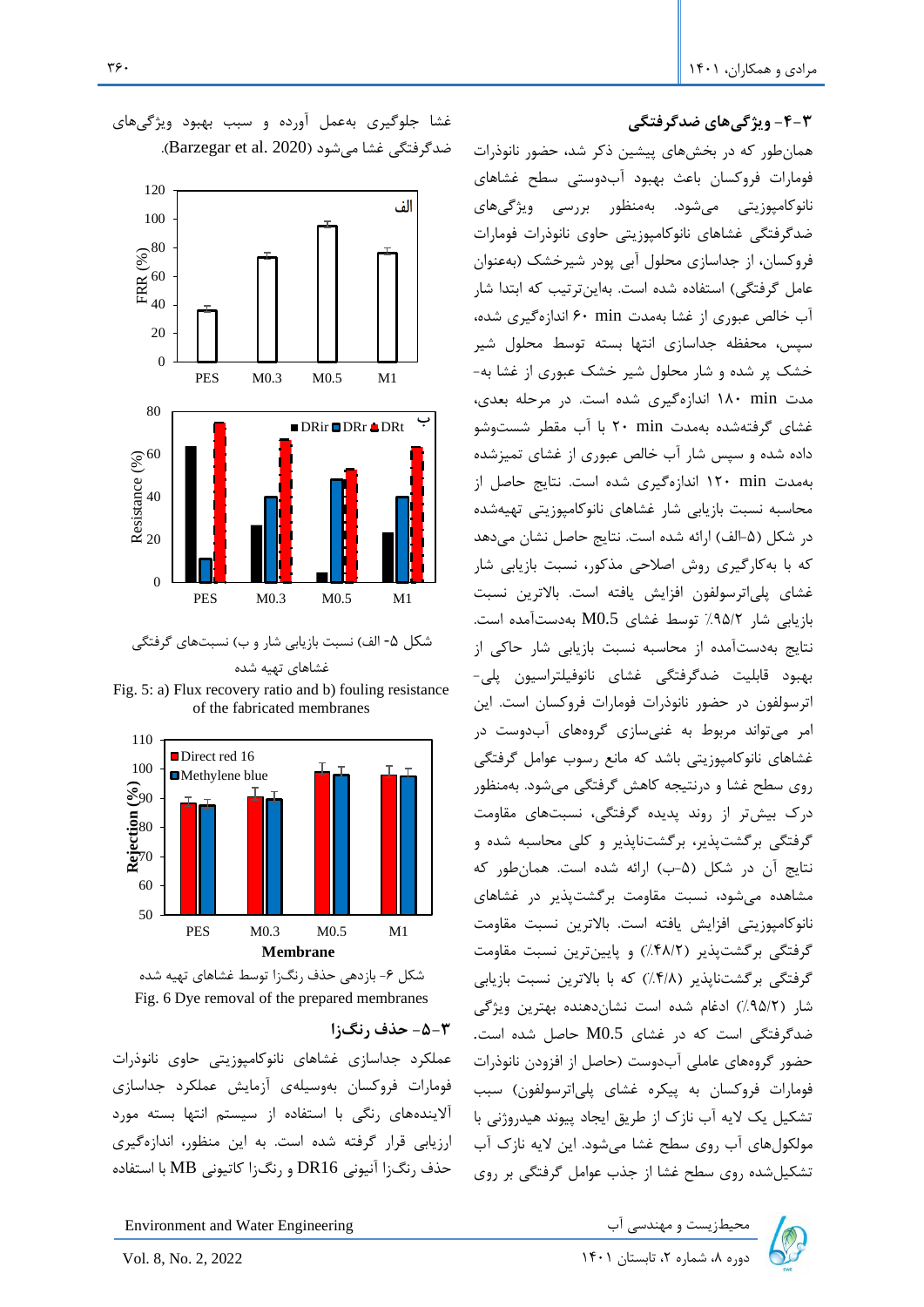### ۳-۴- ویژگی‌های ضدگرفتگی

همان‌طور که در بخش‌های پیشین ذکر شد، حضور نانوذرات فومارات فروکسان باعث بهبود آب‌دوستی سطح غشاهای نانوکامپوزیتی می‌شود. به‌منظور بررسی ویژگی‌های ضدگرفتگی غشاهای نانوکامپوزیتی حاوی نانوذرات فومارات فروکسان، از جداسازی محلول آبی پودر شیرخشک (به‌عنوان عامل گرفتگی) استفاده شده است. بدین‌ترتیب که ابتدا شار آب خالص عبوری از غشا به‌مدت ۶۰ min اندازه‌گیری شده، سپس، محفظه جداسازی انتها بسته توسط محلول شیر خشک پر شده و شار محلول شیر خشک عبوری از غشا به‌مدت ۱۸۰ min اندازه‌گیری شده است. در مرحله بعدی، غشای گرفته‌شده به‌مدت ۲۰ min با آب مقطر شست‌وشو داده شده و سپس شار آب خالص عبوری از غشای تمیزشده به‌مدت ۱۲۰ min اندازه‌گیری شده است. نتایج حاصل از محاسبه نسبت بازیابی شار غشاهای نانوکامپوزیتی تهیه‌شده در شکل (۵-الف) ارائه شده است. نتایج حاصل نشان می‌دهد که با به‌کارگیری روش اصلاحی مذکور، نسبت بازیابی شار غشای پلی‌اترسولفون افزایش یافته است. بالاترین نسبت بازیابی شار ۹۵/۲٪ توسط غشای M0.5 به‌دست‌آمده است. نتایج به‌دست‌آمده از محاسبه نسبت بازیابی شار حاکی از بهبود قابلیت ضدگرفتگی غشای نانوفیلتراسیون پلی‌اترسولفون در حضور نانوذرات فومارات فروکسان است. این امر می‌تواند مربوط به غنی‌سازی گروه‌های آب‌دوست در غشاهای نانوکامپوزیتی باشد که مانع رسوب عوامل گرفتگی روی سطح غشا و درنتیجه کاهش گرفتگی می‌شود. به‌منظور درک بیش‌تر از روند پدیده گرفتگی، نسبت‌های مقاومت گرفتگی برگشت‌پذیر، برگشت‌ناپذیر و کلی محاسبه شده و نتایج آن در شکل (۵-ب) ارائه شده است. همان‌طور که مشاهده می‌شود، نسبت مقاومت برگشت‌پذیر در غشاهای نانوکامپوزیتی افزایش یافته است. بالاترین نسبت مقاومت گرفتگی برگشت‌پذیر (۴۸/۲٪) و پایین‌ترین نسبت مقاومت گرفتگی برگشت‌ناپذیر (۴/۸٪) که با بالاترین نسبت بازیابی شار (۹۵/۲٪) ادغام شده است نشان‌دهنده بهترین ویژگی ضدگرفتگی است که در غشای M0.5 حاصل شده است. حضور گروه‌های عاملی آب‌دوست (حاصل از افزودن نانوذرات فومارات فروکسان به پیکره غشای پلی‌اترسولفون) سبب تشکیل یک لایه آب نازک از طریق ایجاد پیوند هیدروژنی با مولکول‌های آب روی سطح غشا می‌شود. این لایه نازک آب تشکیل‌شده روی سطح غشا از جذب عوامل گرفتگی بر روی غشا جلوگیری به‌عمل آورده و سبب بهبود ویژگی‌های ضدگرفتگی غشا می‌شود (Barzegar et al. 2020).

شکل ۵- الف) نسبت بازیابی شار و ب) نسبت‌های گرفتگی غشاهای تهیه شده

Fig. 5: a) Flux recovery ratio and b) fouling resistance of the fabricated membranes

شکل ۶- بازدهی حذف رنگ‌زا توسط غشاهای تهیه شده

Fig. 6 Dye removal of the prepared membranes

### ۳-۵- حذف رنگ‌زا

عملکرد جداسازی غشاهای نانوکامپوزیتی حاوی نانوذرات فومارات فروکسان به‌وسیله‌ی آزمایش عملکرد جداسازی آلاینده‌های رنگی با استفاده از سیستم انتها بسته مورد ارزیابی قرار گرفته شده است. به این منظور، اندازه‌گیری حذف رنگ‌زا آنیونی DR16 و رنگ‌زا کاتیونی MB با استفاده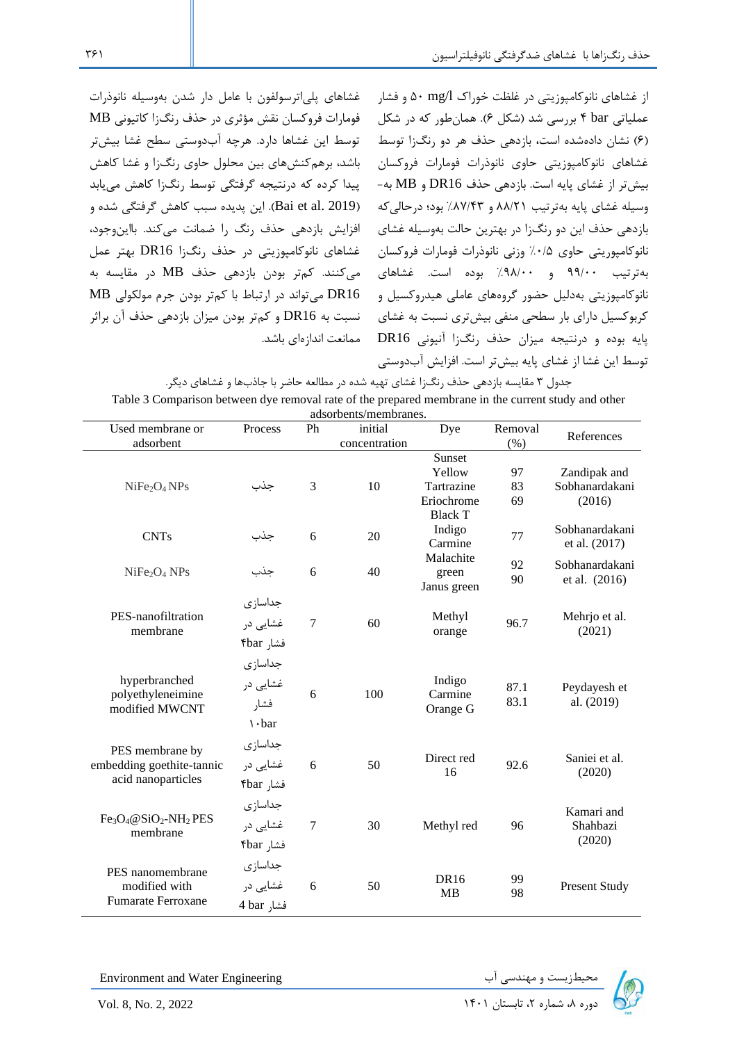از غشاهای نانوکامپوزیتی در غلظت خوراک ۵۰ mg/l و فشار عملیاتی ۴ bar بررسی شد (شکل ۶). همان‌طور که در شکل (۶) نشان داده‌شده است، بازدهی حذف هر دو رنگ‌زا توسط غشاهای نانوکامپوزیتی حاوی نانوذرات فومارات فروکسان بیش‌تر از غشای پایه است. بازدهی حذف DR16 و MB به‌وسیله غشای پایه به‌ترتیب ۸۸/۲۱ و ۸۷/۴۳٪ بود؛ درحالی‌که بازدهی حذف این دو رنگ‌زا در بهترین حالت به‌وسیله غشای نانوکامپوزیتی حاوی ۰/۵٪ وزنی نانوذرات فومارات فروکسان به‌ترتیب ۹۹/۰۰ و ۹۸/۰۰٪ بوده است. غشاهای نانوکامپوزیتی به‌دلیل حضور گروه‌های عاملی هیدروکسیل و کربوکسیل دارای بار سطحی منفی بیش‌تری نسبت به غشای پایه بوده و درنتیجه میزان حذف رنگ‌زا آنیونی DR16 توسط این غشا از غشای پایه بیش‌تر است. افزایش آب‌دوستی غشاهای پلی‌اترسولفون با عامل دار شدن به‌وسیله نانوذرات فومارات فروکسان نقش مؤثری در حذف رنگ‌زا کاتیونی MB توسط این غشاها دارد. هرچه آب‌دوستی سطح غشا بیش‌تر باشد، برهم‌کنش‌های بین محلول حاوی رنگ‌زا و غشا کاهش پیدا کرده که درنتیجه گرفتگی توسط رنگ‌زا کاهش می‌یابد (Bai et al. 2019). این پدیده سبب کاهش گرفتگی شده و افزایش بازدهی حذف رنگ را ضمانت می‌کند. بااین‌وجود، غشاهای نانوکامپوزیتی در حذف رنگ‌زا DR16 بهتر عمل می‌کنند. کم‌تر بودن بازدهی حذف MB در مقایسه به DR16 می‌تواند در ارتباط با کم‌تر بودن جرم مولکولی MB نسبت به DR16 و کم‌تر بودن میزان بازدهی حذف آن براثر ممانعت اندازه‌ای باشد.

جدول ۳ مقایسه بازدهی حذف رنگ‌زا غشای تهیه شده در مطالعه حاضر با جاذب‌ها و غشاهای دیگر.

Table 3 Comparison between dye removal rate of the prepared membrane in the current study and other adsorbents/membranes.

| Used membrane or adsorbent | Process | Ph | initial concentration | Dye | Removal (%) | References |
|---|---|---|---|---|---|---|
| $NiFe_2O_4$ NPs | جذب | 3 | 10 | Sunset Yellow<br>Tartrazine<br>Eriochrome Black T | 97<br>83<br>69 | Zandipak and Sobhanardakani (2016) |
| CNTs | جذب | 6 | 20 | Indigo Carmine | 77 | Sobhanardakani et al. (2017) |
| $NiFe_2O_4$ NPs | جذب | 6 | 40 | Malachite green<br>Janus green | 92<br>90 | Sobhanardakani et al. (2016) |
| PES-nanofiltration membrane | جداسازی غشایی در فشار ۴bar | 7 | 60 | Methyl orange | 96.7 | Mehrjo et al. (2021) |
| hyperbranched polyethyleneimine modified MWCNT | جداسازی غشایی در فشار ۱۰bar | 6 | 100 | Indigo Carmine<br>Orange G | 87.1<br>83.1 | Peydayesh et al. (2019) |
| PES membrane by embedding goethite-tannic acid nanoparticles | جداسازی غشایی در فشار ۴bar | 6 | 50 | Direct red 16 | 92.6 | Saniei et al. (2020) |
| $Fe_3O_4@SiO_2$-$NH_2$ PES membrane | جداسازی غشایی در فشار ۴bar | 7 | 30 | Methyl red | 96 | Kamari and Shahbazi (2020) |
| PES nanomembrane modified with Fumarate Ferroxane | جداسازی غشایی در فشار 4 bar | 6 | 50 | DR16<br>MB | 99<br>98 | Present Study |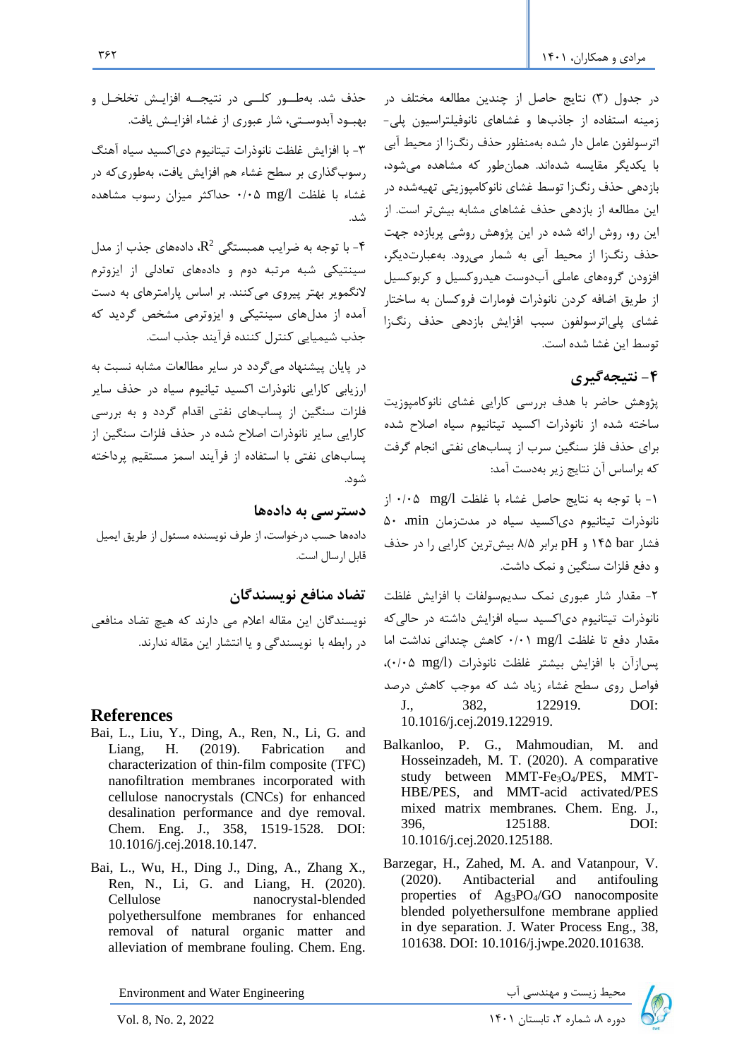در جدول (۳) نتایج حاصل از چندین مطالعه مختلف در زمینه استفاده از جاذب‌ها و غشاهای نانوفیلتراسیون پلی‌اترسولفون عامل دار شده به‌منظور حذف رنگ‌زا از محیط آبی با یکدیگر مقایسه شده‌اند. همان‌طور که مشاهده می‌شود، بازدهی حذف رنگ‌زا توسط غشای نانوکامپوزیتی تهیه‌شده در این مطالعه از بازدهی حذف غشاهای مشابه بیش‌تر است. از این رو، روش ارائه شده در این پژوهش روشی پربازده جهت حذف رنگ‌زا از محیط آبی به شمار می‌رود. به‌عبارت‌دیگر، افزودن گروه‌های عاملی آب‌دوست هیدروکسیل و کربوکسیل از طریق اضافه کردن نانوذرات فومارات فروکسان به ساختار غشای پلی‌اترسولفون سبب افزایش بازدهی حذف رنگ‌زا توسط این غشا شده است.

## ۴- نتیجه‌گیری

پژوهش حاضر با هدف بررسی کارایی غشای نانوکامپوزیت ساخته شده از نانوذرات اکسید تیتانیوم سیاه اصلاح شده برای حذف فلز سنگین سرب از پساب‌های نفتی انجام گرفت که براساس آن نتایج زیر به‌دست آمد:

۱- با توجه به نتایج حاصل غشاء با غلظت mg/l ۰/۰۵ از نانوذرات تیتانیوم دی‌اکسید سیاه در مدت‌زمان min ۵۰، فشار bar ۱۴۵ و pH برابر ۸/۵ بیش‌ترین کارایی را در حذف و دفع فلزات سنگین و نمک داشت.

۲- مقدار شار عبوری نمک سدیم‌سولفات با افزایش غلظت نانوذرات تیتانیوم دی‌اکسید سیاه افزایش داشته در حالی‌که مقدار دفع تا غلظت mg/l ۰/۰۱ کاهش چندانی نداشت اما پس‌ازآن با افزایش بیشتر غلظت نانوذرات (mg/l ۰/۰۵)، فواصل روی سطح غشاء زیاد شد که موجب کاهش درصد حذف شد. به‌طور کلی در نتیجه افزایش تخلخل و بهبود آب‌دوستی، شار عبوری از غشاء افزایش یافت.

۳- با افزایش غلظت نانوذرات تیتانیوم دی‌اکسید سیاه آهنگ رسوب‌گذاری بر سطح غشاء هم افزایش یافت، به‌طوری‌که در غشاء با غلظت mg/l ۰/۰۵ حداکثر میزان رسوب مشاهده شد.

۴- با توجه به ضرایب همبستگی $R^2$، داده‌های جذب از مدل سینتیکی شبه مرتبه دوم و داده‌های تعادلی از ایزوترم لانگمویر بهتر پیروی می‌کنند. بر اساس پارامترهای به دست آمده از مدل‌های سینتیکی و ایزوترمی مشخص گردید که جذب شیمیایی کنترل کننده فرآیند جذب است.

در پایان پیشنهاد می‌گردد در سایر مطالعات مشابه نسبت به ارزیابی کارایی نانوذرات اکسید تیانیوم سیاه در حذف سایر فلزات سنگین از پساب‌های نفتی اقدام گردد و به بررسی کارایی سایر نانوذرات اصلاح شده در حذف فلزات سنگین از پساب‌های نفتی با استفاده از فرآیند اسمز مستقیم پرداخته شود.

## دسترسی به داده‌ها

داده‌ها حسب درخواست، از طرف نویسنده مسئول از طریق ایمیل قابل ارسال است.

## تضاد منافع نویسندگان

نویسندگان این مقاله اعلام می دارند که هیچ تضاد منافعی در رابطه با نویسندگی و یا انتشار این مقاله ندارند.

## References

Bai, L., Liu, Y., Ding, A., Ren, N., Li, G. and Liang, H. (2019). Fabrication and characterization of thin-film composite (TFC) nanofiltration membranes incorporated with cellulose nanocrystals (CNCs) for enhanced desalination performance and dye removal. Chem. Eng. J., 358, 1519-1528. DOI: 10.1016/j.cej.2018.10.147.

Bai, L., Wu, H., Ding J., Ding, A., Zhang X., Ren, N., Li, G. and Liang, H. (2020). Cellulose nanocrystal-blended polyethersulfone membranes for enhanced removal of natural organic matter and alleviation of membrane fouling. Chem. Eng. J., 382, 122919. DOI: 10.1016/j.cej.2019.122919.

Balkanloo, P. G., Mahmoudian, M. and Hosseinzadeh, M. T. (2020). A comparative study between MMT-$Fe_3O_4$/PES, MMT-HBE/PES, and MMT-acid activated/PES mixed matrix membranes. Chem. Eng. J., 396, 125188. DOI: 10.1016/j.cej.2020.125188.

Barzegar, H., Zahed, M. A. and Vatanpour, V. (2020). Antibacterial and antifouling properties of $Ag_3PO_4$/GO nanocomposite blended polyethersulfone membrane applied in dye separation. J. Water Process Eng., 38, 101638. DOI: 10.1016/j.jwpe.2020.101638.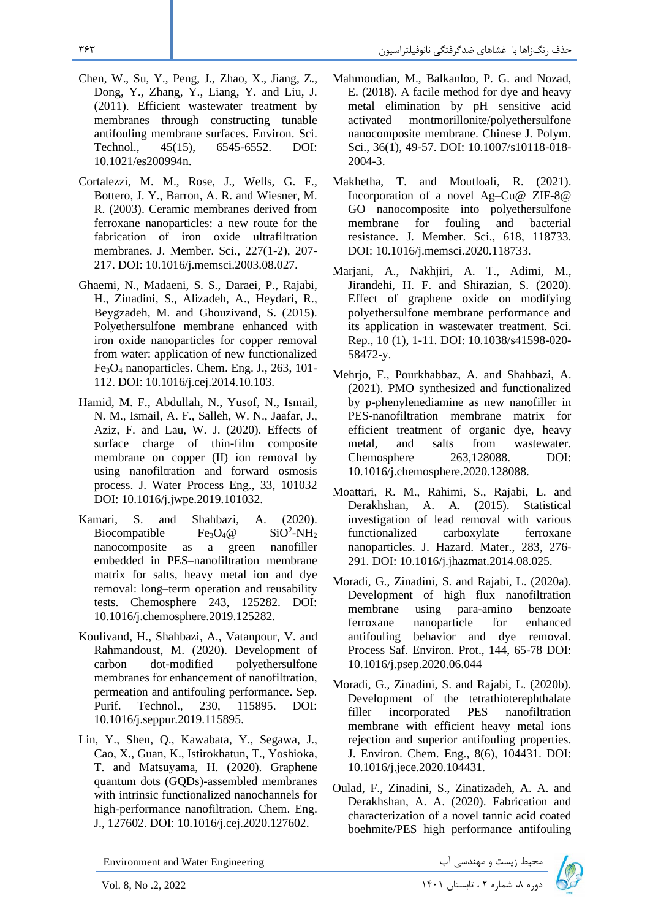Chen, W., Su, Y., Peng, J., Zhao, X., Jiang, Z., Dong, Y., Zhang, Y., Liang, Y. and Liu, J. (2011). Efficient wastewater treatment by membranes through constructing tunable antifouling membrane surfaces. Environ. Sci. Technol., 45(15), 6545-6552. DOI: 10.1021/es200994n.

Cortalezzi, M. M., Rose, J., Wells, G. F., Bottero, J. Y., Barron, A. R. and Wiesner, M. R. (2003). Ceramic membranes derived from ferroxane nanoparticles: a new route for the fabrication of iron oxide ultrafiltration membranes. J. Member. Sci., 227(1-2), 207-217. DOI: 10.1016/j.memsci.2003.08.027.

Ghaemi, N., Madaeni, S. S., Daraei, P., Rajabi, H., Zinadini, S., Alizadeh, A., Heydari, R., Beygzadeh, M. and Ghouzivand, S. (2015). Polyethersulfone membrane enhanced with iron oxide nanoparticles for copper removal from water: application of new functionalized $Fe_3O_4$ nanoparticles. Chem. Eng. J., 263, 101-112. DOI: 10.1016/j.cej.2014.10.103.

Hamid, M. F., Abdullah, N., Yusof, N., Ismail, N. M., Ismail, A. F., Salleh, W. N., Jaafar, J., Aziz, F. and Lau, W. J. (2020). Effects of surface charge of thin-film composite membrane on copper (II) ion removal by using nanofiltration and forward osmosis process. J. Water Process Eng., 33, 101032 DOI: 10.1016/j.jwpe.2019.101032.

Kamari, S. and Shahbazi, A. (2020). Biocompatible $Fe_3O_4$@ $SiO^2$-$NH_2$ nanocomposite as a green nanofiller embedded in PES–nanofiltration membrane matrix for salts, heavy metal ion and dye removal: long–term operation and reusability tests. Chemosphere 243, 125282. DOI: 10.1016/j.chemosphere.2019.125282.

Koulivand, H., Shahbazi, A., Vatanpour, V. and Rahmandoust, M. (2020). Development of carbon dot-modified polyethersulfone membranes for enhancement of nanofiltration, permeation and antifouling performance. Sep. Purif. Technol., 230, 115895. DOI: 10.1016/j.seppur.2019.115895.

Lin, Y., Shen, Q., Kawabata, Y., Segawa, J., Cao, X., Guan, K., Istirokhatun, T., Yoshioka, T. and Matsuyama, H. (2020). Graphene quantum dots (GQDs)-assembled membranes with intrinsic functionalized nanochannels for high-performance nanofiltration. Chem. Eng. J., 127602. DOI: 10.1016/j.cej.2020.127602.

Mahmoudian, M., Balkanloo, P. G. and Nozad, E. (2018). A facile method for dye and heavy metal elimination by pH sensitive acid activated montmorillonite/polyethersulfone nanocomposite membrane. Chinese J. Polym. Sci., 36(1), 49-57. DOI: 10.1007/s10118-018-2004-3.

Makhetha, T. and Moutloali, R. (2021). Incorporation of a novel Ag–Cu@ ZIF-8@ GO nanocomposite into polyethersulfone membrane for fouling and bacterial resistance. J. Member. Sci., 618, 118733. DOI: 10.1016/j.memsci.2020.118733.

Marjani, A., Nakhjiri, A. T., Adimi, M., Jirandehi, H. F. and Shirazian, S. (2020). Effect of graphene oxide on modifying polyethersulfone membrane performance and its application in wastewater treatment. Sci. Rep., 10 (1), 1-11. DOI: 10.1038/s41598-020-58472-y.

Mehrjo, F., Pourkhabbaz, A. and Shahbazi, A. (2021). PMO synthesized and functionalized by p-phenylenediamine as new nanofiller in PES-nanofiltration membrane matrix for efficient treatment of organic dye, heavy metal, and salts from wastewater. Chemosphere 263,128088. DOI: 10.1016/j.chemosphere.2020.128088.

Moattari, R. M., Rahimi, S., Rajabi, L. and Derakhshan, A. A. (2015). Statistical investigation of lead removal with various functionalized carboxylate ferroxane nanoparticles. J. Hazard. Mater., 283, 276-291. DOI: 10.1016/j.jhazmat.2014.08.025.

Moradi, G., Zinadini, S. and Rajabi, L. (2020a). Development of high flux nanofiltration membrane using para-amino benzoate ferroxane nanoparticle for enhanced antifouling behavior and dye removal. Process Saf. Environ. Prot., 144, 65-78 DOI: 10.1016/j.psep.2020.06.044

Moradi, G., Zinadini, S. and Rajabi, L. (2020b). Development of the tetrathioterephthalate filler incorporated PES nanofiltration membrane with efficient heavy metal ions rejection and superior antifouling properties. J. Environ. Chem. Eng., 8(6), 104431. DOI: 10.1016/j.jece.2020.104431.

Oulad, F., Zinadini, S., Zinatizadeh, A. A. and Derakhshan, A. A. (2020). Fabrication and characterization of a novel tannic acid coated boehmite/PES high performance antifouling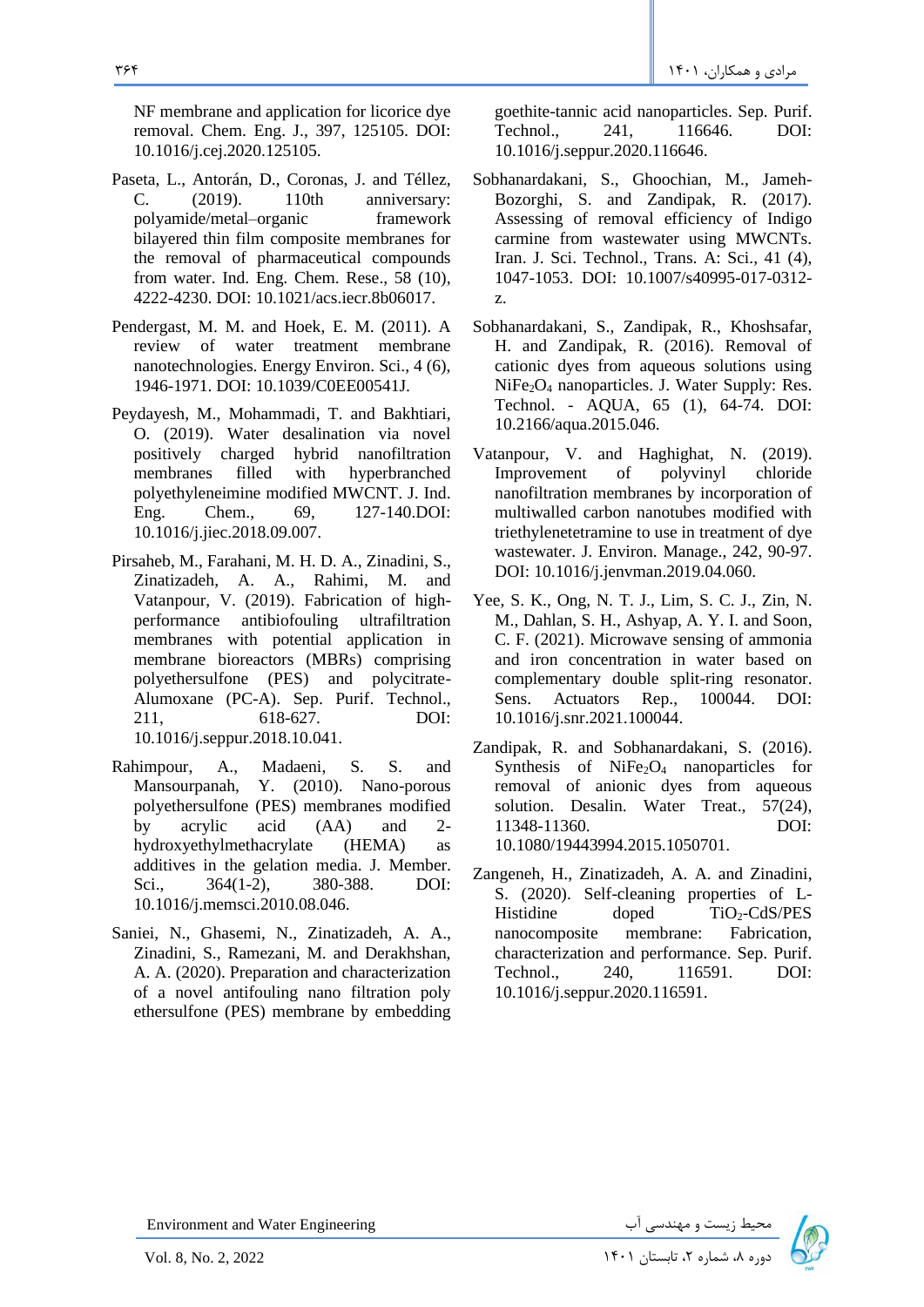NF membrane and application for licorice dye removal. Chem. Eng. J., 397, 125105. DOI: 10.1016/j.cej.2020.125105.

Paseta, L., Antorán, D., Coronas, J. and Téllez, C. (2019). 110th anniversary: polyamide/metal–organic framework bilayered thin film composite membranes for the removal of pharmaceutical compounds from water. Ind. Eng. Chem. Rese., 58 (10), 4222-4230. DOI: 10.1021/acs.iecr.8b06017.

Pendergast, M. M. and Hoek, E. M. (2011). A review of water treatment membrane nanotechnologies. Energy Environ. Sci., 4 (6), 1946-1971. DOI: 10.1039/C0EE00541J.

Peydayesh, M., Mohammadi, T. and Bakhtiari, O. (2019). Water desalination via novel positively charged hybrid nanofiltration membranes filled with hyperbranched polyethyleneimine modified MWCNT. J. Ind. Eng. Chem., 69, 127-140.DOI: 10.1016/j.jiec.2018.09.007.

Pirsaheb, M., Farahani, M. H. D. A., Zinadini, S., Zinatizadeh, A. A., Rahimi, M. and Vatanpour, V. (2019). Fabrication of high-performance antibiofouling ultrafiltration membranes with potential application in membrane bioreactors (MBRs) comprising polyethersulfone (PES) and polycitrate-Alumoxane (PC-A). Sep. Purif. Technol., 211, 618-627. DOI: 10.1016/j.seppur.2018.10.041.

Rahimpour, A., Madaeni, S. S. and Mansourpanah, Y. (2010). Nano-porous polyethersulfone (PES) membranes modified by acrylic acid (AA) and 2-hydroxyethylmethacrylate (HEMA) as additives in the gelation media. J. Member. Sci., 364(1-2), 380-388. DOI: 10.1016/j.memsci.2010.08.046.

Saniei, N., Ghasemi, N., Zinatizadeh, A. A., Zinadini, S., Ramezani, M. and Derakhshan, A. A. (2020). Preparation and characterization of a novel antifouling nano filtration poly ethersulfone (PES) membrane by embedding goethite-tannic acid nanoparticles. Sep. Purif. Technol., 241, 116646. DOI: 10.1016/j.seppur.2020.116646.

Sobhanardakani, S., Ghoochian, M., Jameh-Bozorghi, S. and Zandipak, R. (2017). Assessing of removal efficiency of Indigo carmine from wastewater using MWCNTs. Iran. J. Sci. Technol., Trans. A: Sci., 41 (4), 1047-1053. DOI: 10.1007/s40995-017-0312-z.

Sobhanardakani, S., Zandipak, R., Khoshsafar, H. and Zandipak, R. (2016). Removal of cationic dyes from aqueous solutions using $NiFe_2O_4$ nanoparticles. J. Water Supply: Res. Technol. - AQUA, 65 (1), 64-74. DOI: 10.2166/aqua.2015.046.

Vatanpour, V. and Haghighat, N. (2019). Improvement of polyvinyl chloride nanofiltration membranes by incorporation of multiwalled carbon nanotubes modified with triethylenetetramine to use in treatment of dye wastewater. J. Environ. Manage., 242, 90-97. DOI: 10.1016/j.jenvman.2019.04.060.

Yee, S. K., Ong, N. T. J., Lim, S. C. J., Zin, N. M., Dahlan, S. H., Ashyap, A. Y. I. and Soon, C. F. (2021). Microwave sensing of ammonia and iron concentration in water based on complementary double split-ring resonator. Sens. Actuators Rep., 100044. DOI: 10.1016/j.snr.2021.100044.

Zandipak, R. and Sobhanardakani, S. (2016). Synthesis of $NiFe_2O_4$ nanoparticles for removal of anionic dyes from aqueous solution. Desalin. Water Treat., 57(24), 11348-11360. DOI: 10.1080/19443994.2015.1050701.

Zangeneh, H., Zinatizadeh, A. A. and Zinadini, S. (2020). Self-cleaning properties of L-Histidine doped $TiO_2$-CdS/PES nanocomposite membrane: Fabrication, characterization and performance. Sep. Purif. Technol., 240, 116591. DOI: 10.1016/j.seppur.2020.116591.